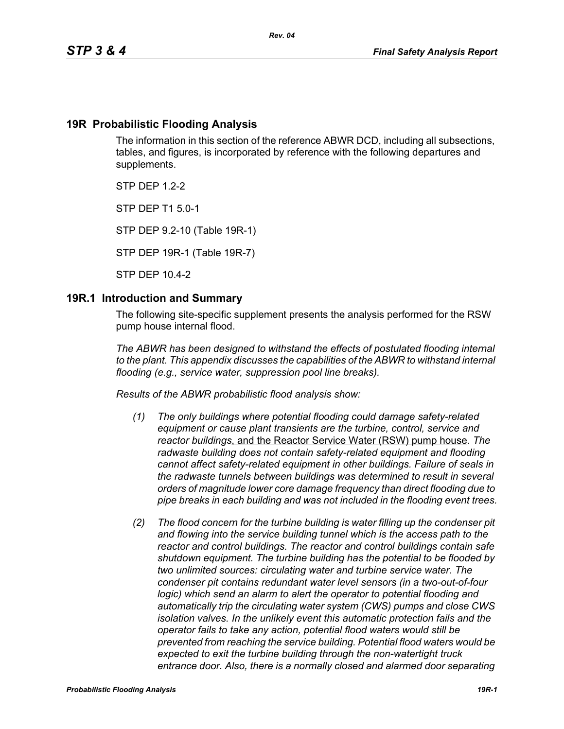## 19R Probabilistic Flooding Analysis

The information in this section of the reference ABWR DCD, including all subsections, tables, and figures, is incorporated by reference with the following departures and supplements.

STP DEP 1.2-2

STP DEP T1 5.0-1

STP DEP 9.2-10 (Table 19R-1)

STP DEP 19R-1 (Table 19R-7)

STP DEP 10.4-2

## 19R.1 Introduction and Summary

The following site-specific supplement presents the analysis performed for the RSW pump house internal flood.

*The ABWR has been designed to withstand the effects of postulated flooding internal to the plant. This appendix discusses the capabilities of the ABWR to withstand internal flooding (e.g., service water, suppression pool line breaks).*

*Results of the ABWR probabilistic flood analysis show:*

1. *The only buildings where potential flooding could damage safety-related equipment or cause plant transients are the turbine, control, service and reactor buildings*, and the Reactor Service Water (RSW) pump house*. The radwaste building does not contain safety-related equipment and flooding cannot affect safety-related equipment in other buildings. Failure of seals in the radwaste tunnels between buildings was determined to result in several orders of magnitude lower core damage frequency than direct flooding due to pipe breaks in each building and was not included in the flooding event trees.*
2. *The flood concern for the turbine building is water filling up the condenser pit and flowing into the service building tunnel which is the access path to the reactor and control buildings. The reactor and control buildings contain safe shutdown equipment. The turbine building has the potential to be flooded by two unlimited sources: circulating water and turbine service water. The condenser pit contains redundant water level sensors (in a two-out-of-four logic) which send an alarm to alert the operator to potential flooding and automatically trip the circulating water system (CWS) pumps and close CWS isolation valves. In the unlikely event this automatic protection fails and the operator fails to take any action, potential flood waters would still be prevented from reaching the service building. Potential flood waters would be expected to exit the turbine building through the non-watertight truck entrance door. Also, there is a normally closed and alarmed door separating*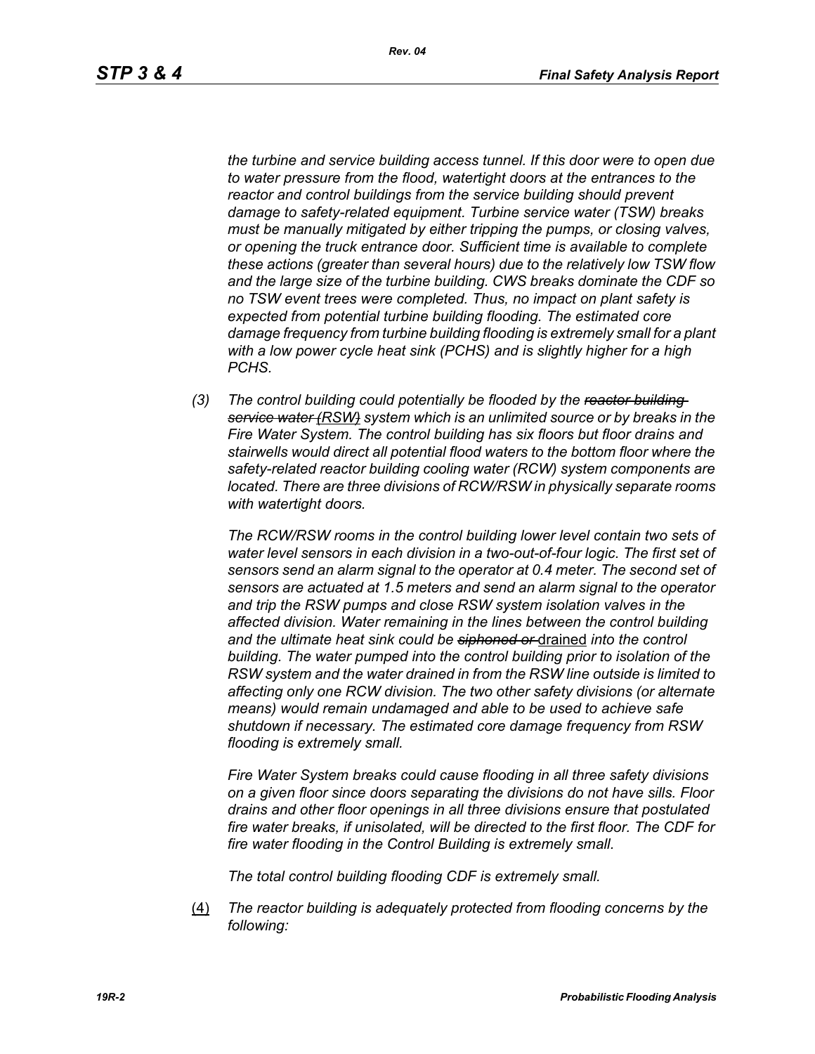*the turbine and service building access tunnel. If this door were to open due to water pressure from the flood, watertight doors at the entrances to the reactor and control buildings from the service building should prevent damage to safety-related equipment. Turbine service water (TSW) breaks must be manually mitigated by either tripping the pumps, or closing valves, or opening the truck entrance door. Sufficient time is available to complete these actions (greater than several hours) due to the relatively low TSW flow and the large size of the turbine building. CWS breaks dominate the CDF so no TSW event trees were completed. Thus, no impact on plant safety is expected from potential turbine building flooding. The estimated core damage frequency from turbine building flooding is extremely small for a plant with a low power cycle heat sink (PCHS) and is slightly higher for a high PCHS.*

*(3) The control building could potentially be flooded by the ~~reactor building service water (RSW)~~ system which is an unlimited source or by breaks in the Fire Water System. The control building has six floors but floor drains and stairwells would direct all potential flood waters to the bottom floor where the safety-related reactor building cooling water (RCW) system components are located. There are three divisions of RCW/RSW in physically separate rooms with watertight doors.*

*The RCW/RSW rooms in the control building lower level contain two sets of water level sensors in each division in a two-out-of-four logic. The first set of sensors send an alarm signal to the operator at 0.4 meter. The second set of sensors are actuated at 1.5 meters and send an alarm signal to the operator and trip the RSW pumps and close RSW system isolation valves in the affected division. Water remaining in the lines between the control building and the ultimate heat sink could be ~~siphoned or~~* <u>drained</u> *into the control building. The water pumped into the control building prior to isolation of the RSW system and the water drained in from the RSW line outside is limited to affecting only one RCW division. The two other safety divisions (or alternate means) would remain undamaged and able to be used to achieve safe shutdown if necessary. The estimated core damage frequency from RSW flooding is extremely small.*

*Fire Water System breaks could cause flooding in all three safety divisions on a given floor since doors separating the divisions do not have sills. Floor drains and other floor openings in all three divisions ensure that postulated fire water breaks, if unisolated, will be directed to the first floor. The CDF for fire water flooding in the Control Building is extremely small.*

*The total control building flooding CDF is extremely small.*

<u>(4)</u> *The reactor building is adequately protected from flooding concerns by the following:*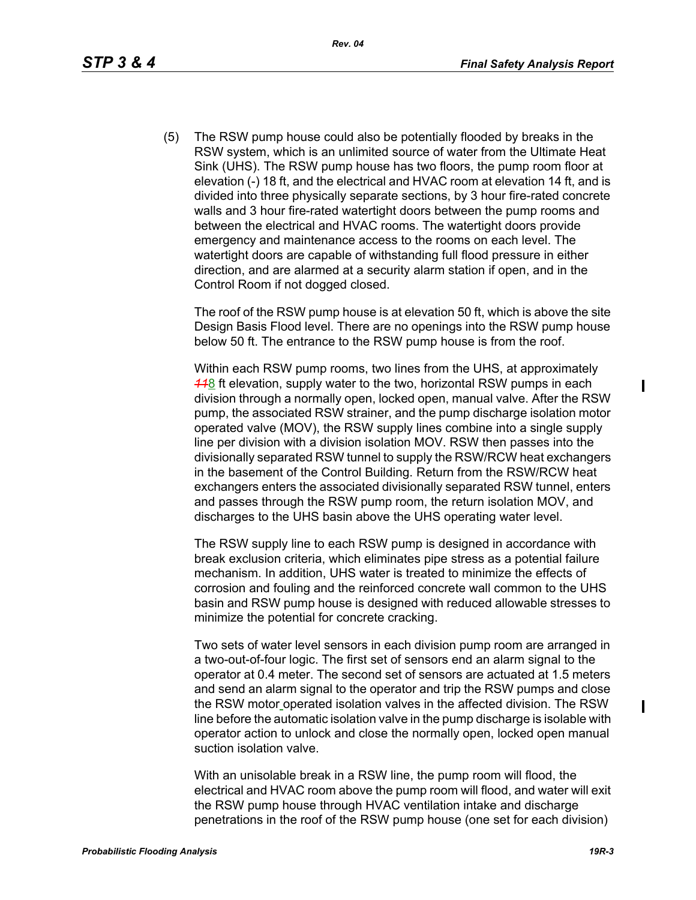(5) The RSW pump house could also be potentially flooded by breaks in the RSW system, which is an unlimited source of water from the Ultimate Heat Sink (UHS). The RSW pump house has two floors, the pump room floor at elevation (-) 18 ft, and the electrical and HVAC room at elevation 14 ft, and is divided into three physically separate sections, by 3 hour fire-rated concrete walls and 3 hour fire-rated watertight doors between the pump rooms and between the electrical and HVAC rooms. The watertight doors provide emergency and maintenance access to the rooms on each level. The watertight doors are capable of withstanding full flood pressure in either direction, and are alarmed at a security alarm station if open, and in the Control Room if not dogged closed.

The roof of the RSW pump house is at elevation 50 ft, which is above the site Design Basis Flood level. There are no openings into the RSW pump house below 50 ft. The entrance to the RSW pump house is from the roof.

Within each RSW pump rooms, two lines from the UHS, at approximately ~~11~~8 ft elevation, supply water to the two, horizontal RSW pumps in each division through a normally open, locked open, manual valve. After the RSW pump, the associated RSW strainer, and the pump discharge isolation motor operated valve (MOV), the RSW supply lines combine into a single supply line per division with a division isolation MOV. RSW then passes into the divisionally separated RSW tunnel to supply the RSW/RCW heat exchangers in the basement of the Control Building. Return from the RSW/RCW heat exchangers enters the associated divisionally separated RSW tunnel, enters and passes through the RSW pump room, the return isolation MOV, and discharges to the UHS basin above the UHS operating water level.

The RSW supply line to each RSW pump is designed in accordance with break exclusion criteria, which eliminates pipe stress as a potential failure mechanism. In addition, UHS water is treated to minimize the effects of corrosion and fouling and the reinforced concrete wall common to the UHS basin and RSW pump house is designed with reduced allowable stresses to minimize the potential for concrete cracking.

Two sets of water level sensors in each division pump room are arranged in a two-out-of-four logic. The first set of sensors end an alarm signal to the operator at 0.4 meter. The second set of sensors are actuated at 1.5 meters and send an alarm signal to the operator and trip the RSW pumps and close the RSW motor operated isolation valves in the affected division. The RSW line before the automatic isolation valve in the pump discharge is isolable with operator action to unlock and close the normally open, locked open manual suction isolation valve.

With an unisolable break in a RSW line, the pump room will flood, the electrical and HVAC room above the pump room will flood, and water will exit the RSW pump house through HVAC ventilation intake and discharge penetrations in the roof of the RSW pump house (one set for each division)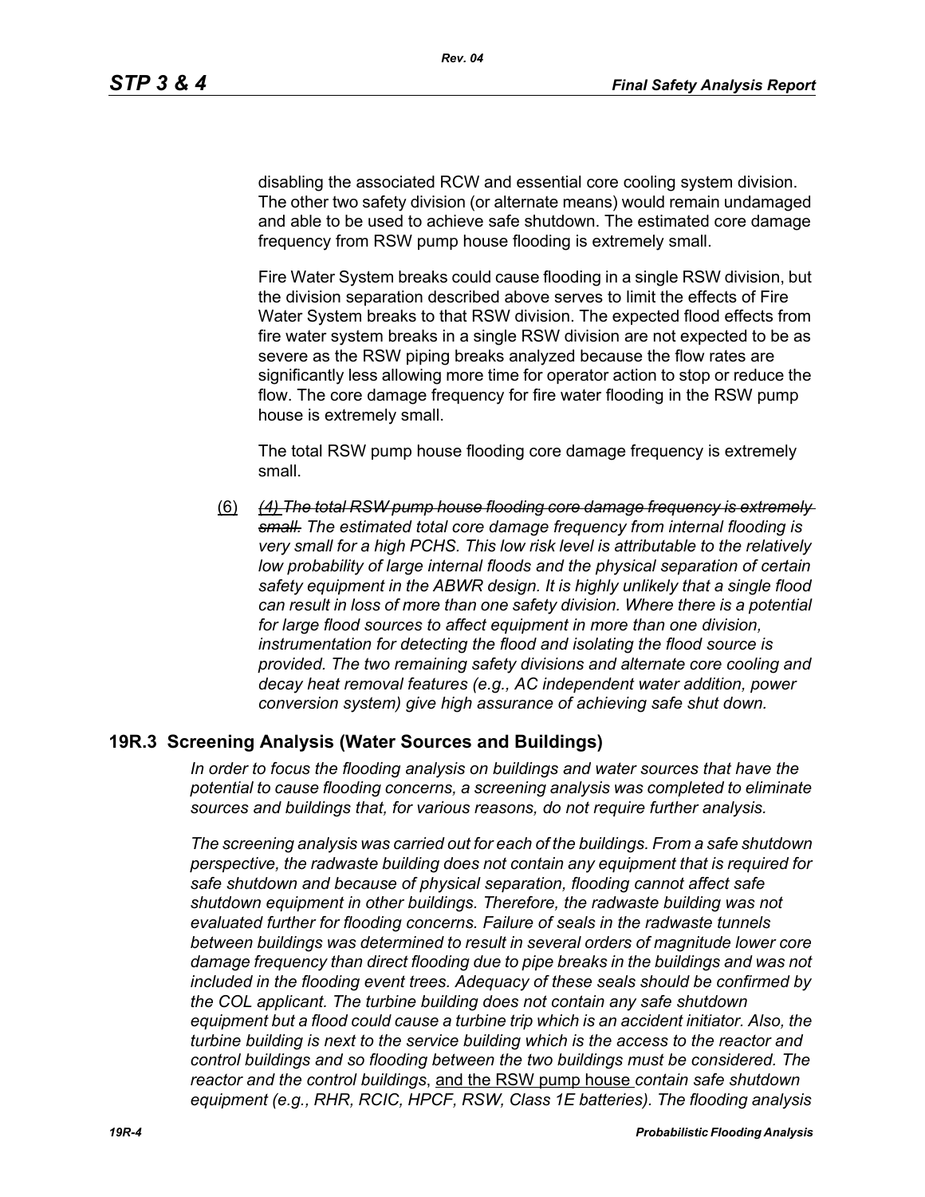disabling the associated RCW and essential core cooling system division. The other two safety division (or alternate means) would remain undamaged and able to be used to achieve safe shutdown. The estimated core damage frequency from RSW pump house flooding is extremely small.

Fire Water System breaks could cause flooding in a single RSW division, but the division separation described above serves to limit the effects of Fire Water System breaks to that RSW division. The expected flood effects from fire water system breaks in a single RSW division are not expected to be as severe as the RSW piping breaks analyzed because the flow rates are significantly less allowing more time for operator action to stop or reduce the flow. The core damage frequency for fire water flooding in the RSW pump house is extremely small.

The total RSW pump house flooding core damage frequency is extremely small.

(6) ~~*(4) The total RSW pump house flooding core damage frequency is extremely small.*~~ *The estimated total core damage frequency from internal flooding is very small for a high PCHS. This low risk level is attributable to the relatively low probability of large internal floods and the physical separation of certain safety equipment in the ABWR design. It is highly unlikely that a single flood can result in loss of more than one safety division. Where there is a potential for large flood sources to affect equipment in more than one division, instrumentation for detecting the flood and isolating the flood source is provided. The two remaining safety divisions and alternate core cooling and decay heat removal features (e.g., AC independent water addition, power conversion system) give high assurance of achieving safe shut down.*

## 19R.3 Screening Analysis (Water Sources and Buildings)

*In order to focus the flooding analysis on buildings and water sources that have the potential to cause flooding concerns, a screening analysis was completed to eliminate sources and buildings that, for various reasons, do not require further analysis.*

*The screening analysis was carried out for each of the buildings. From a safe shutdown perspective, the radwaste building does not contain any equipment that is required for safe shutdown and because of physical separation, flooding cannot affect safe shutdown equipment in other buildings. Therefore, the radwaste building was not evaluated further for flooding concerns. Failure of seals in the radwaste tunnels between buildings was determined to result in several orders of magnitude lower core damage frequency than direct flooding due to pipe breaks in the buildings and was not included in the flooding event trees. Adequacy of these seals should be confirmed by the COL applicant. The turbine building does not contain any safe shutdown equipment but a flood could cause a turbine trip which is an accident initiator. Also, the turbine building is next to the service building which is the access to the reactor and control buildings and so flooding between the two buildings must be considered. The reactor and the control buildings*, and the RSW pump house *contain safe shutdown equipment (e.g., RHR, RCIC, HPCF, RSW, Class 1E batteries). The flooding analysis*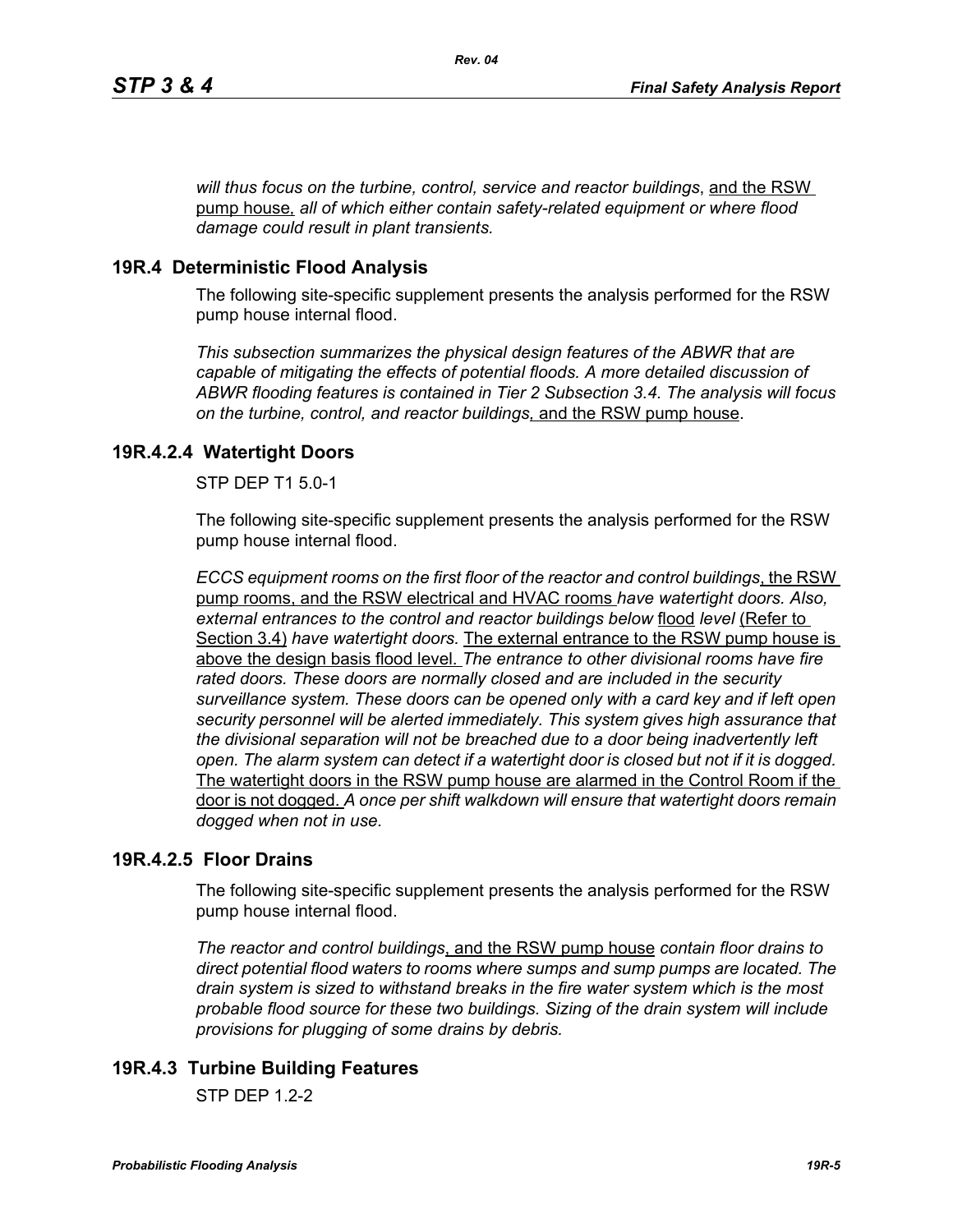*will thus focus on the turbine, control, service and reactor buildings*, <u>and the RSW pump house,</u> *all of which either contain safety-related equipment or where flood damage could result in plant transients.*

## 19R.4 Deterministic Flood Analysis

The following site-specific supplement presents the analysis performed for the RSW pump house internal flood.

*This subsection summarizes the physical design features of the ABWR that are capable of mitigating the effects of potential floods. A more detailed discussion of ABWR flooding features is contained in Tier 2 Subsection 3.4. The analysis will focus on the turbine, control, and reactor buildings*<u>, and the RSW pump house</u>.

### 19R.4.2.4 Watertight Doors

STP DEP T1 5.0-1

The following site-specific supplement presents the analysis performed for the RSW pump house internal flood.

*ECCS equipment rooms on the first floor of the reactor and control buildings*<u>, the RSW pump rooms, and the RSW electrical and HVAC rooms</u> *have watertight doors. Also, external entrances to the control and reactor buildings below* <u>flood</u> *level* <u>(Refer to Section 3.4)</u> *have watertight doors.* <u>The external entrance to the RSW pump house is above the design basis flood level.</u> *The entrance to other divisional rooms have fire rated doors. These doors are normally closed and are included in the security surveillance system. These doors can be opened only with a card key and if left open security personnel will be alerted immediately. This system gives high assurance that the divisional separation will not be breached due to a door being inadvertently left open. The alarm system can detect if a watertight door is closed but not if it is dogged.* <u>The watertight doors in the RSW pump house are alarmed in the Control Room if the door is not dogged.</u> *A once per shift walkdown will ensure that watertight doors remain dogged when not in use.*

### 19R.4.2.5 Floor Drains

The following site-specific supplement presents the analysis performed for the RSW pump house internal flood.

*The reactor and control buildings*<u>, and the RSW pump house</u> *contain floor drains to direct potential flood waters to rooms where sumps and sump pumps are located. The drain system is sized to withstand breaks in the fire water system which is the most probable flood source for these two buildings. Sizing of the drain system will include provisions for plugging of some drains by debris.*

### 19R.4.3 Turbine Building Features

STP DEP 1.2-2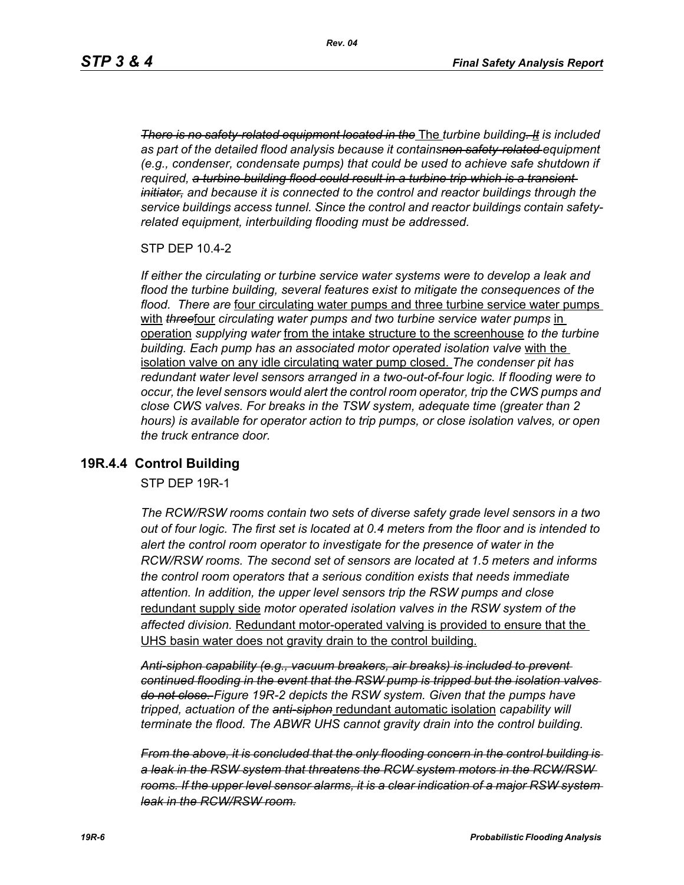~~*There is no safety-related equipment located in the*~~ The *turbine building*~~*. It*~~ *is included as part of the detailed flood analysis because it contains*~~*non safety-related*~~ *equipment (e.g., condenser, condensate pumps) that could be used to achieve safe shutdown if required,* ~~*a turbine building flood could result in a turbine trip which is a transient initiator,*~~ *and because it is connected to the control and reactor buildings through the service buildings access tunnel. Since the control and reactor buildings contain safety-related equipment, interbuilding flooding must be addressed.*

STP DEP 10.4-2

*If either the circulating or turbine service water systems were to develop a leak and flood the turbine building, several features exist to mitigate the consequences of the flood. There are* <u>four circulating water pumps and three turbine service water pumps</u> <u>with</u> ~~*three*~~<u>four</u> *circulating water pumps and two turbine service water pumps* <u>in operation</u> *supplying water* <u>from the intake structure to the screenhouse</u> *to the turbine building. Each pump has an associated motor operated isolation valve* <u>with the isolation valve on any idle circulating water pump closed.</u> *The condenser pit has redundant water level sensors arranged in a two-out-of-four logic. If flooding were to occur, the level sensors would alert the control room operator, trip the CWS pumps and close CWS valves. For breaks in the TSW system, adequate time (greater than 2 hours) is available for operator action to trip pumps, or close isolation valves, or open the truck entrance door.*

## 19R.4.4 Control Building

STP DEP 19R-1

*The RCW/RSW rooms contain two sets of diverse safety grade level sensors in a two out of four logic. The first set is located at 0.4 meters from the floor and is intended to alert the control room operator to investigate for the presence of water in the RCW/RSW rooms. The second set of sensors are located at 1.5 meters and informs the control room operators that a serious condition exists that needs immediate attention. In addition, the upper level sensors trip the RSW pumps and close* <u>redundant supply side</u> *motor operated isolation valves in the RSW system of the affected division.* <u>Redundant motor-operated valving is provided to ensure that the UHS basin water does not gravity drain to the control building.</u>

~~*Anti-siphon capability (e.g., vacuum breakers, air breaks) is included to prevent continued flooding in the event that the RSW pump is tripped but the isolation valves do not close.*~~ *Figure 19R-2 depicts the RSW system. Given that the pumps have tripped, actuation of the* ~~*anti-siphon*~~ <u>redundant automatic isolation</u> *capability will terminate the flood. The ABWR UHS cannot gravity drain into the control building.*

~~*From the above, it is concluded that the only flooding concern in the control building is a leak in the RSW system that threatens the RCW system motors in the RCW/RSW rooms. If the upper level sensor alarms, it is a clear indication of a major RSW system leak in the RCW/RSW room.*~~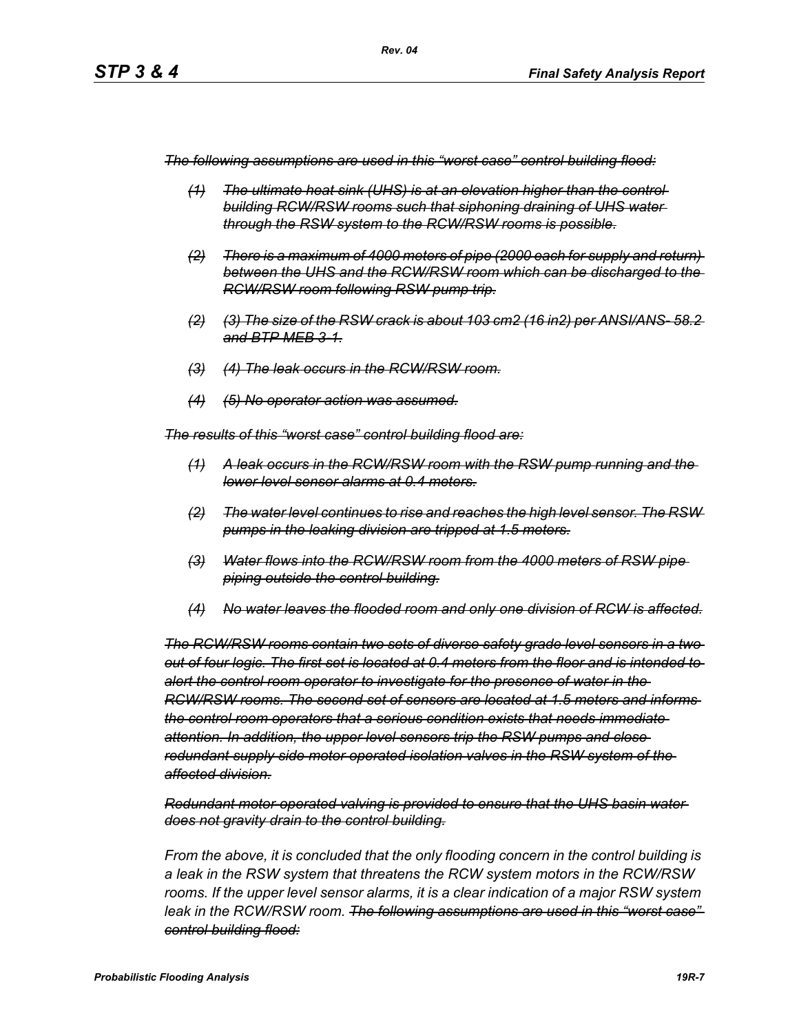~~*The following assumptions are used in this "worst case" control building flood:*~~

- ~~*(1) The ultimate heat sink (UHS) is at an elevation higher than the control building RCW/RSW rooms such that siphoning draining of UHS water through the RSW system to the RCW/RSW rooms is possible.*~~
- ~~*(2) There is a maximum of 4000 meters of pipe (2000 each for supply and return) between the UHS and the RCW/RSW room which can be discharged to the RCW/RSW room following RSW pump trip.*~~
- ~~*(2) (3) The size of the RSW crack is about 103 cm2 (16 in2) per ANSI/ANS- 58.2 and BTP MEB 3-1.*~~
- ~~*(3) (4) The leak occurs in the RCW/RSW room.*~~
- ~~*(4) (5) No operator action was assumed.*~~

~~*The results of this "worst case" control building flood are:*~~

- ~~*(1) A leak occurs in the RCW/RSW room with the RSW pump running and the lower level sensor alarms at 0.4 meters.*~~
- ~~*(2) The water level continues to rise and reaches the high level sensor. The RSW pumps in the leaking division are tripped at 1.5 meters.*~~
- ~~*(3) Water flows into the RCW/RSW room from the 4000 meters of RSW pipe piping outside the control building.*~~
- ~~*(4) No water leaves the flooded room and only one division of RCW is affected.*~~

~~*The RCW/RSW rooms contain two sets of diverse safety grade level sensors in a two out of four logic. The first set is located at 0.4 meters from the floor and is intended to alert the control room operator to investigate for the presence of water in the RCW/RSW rooms. The second set of sensors are located at 1.5 meters and informs the control room operators that a serious condition exists that needs immediate attention. In addition, the upper level sensors trip the RSW pumps and close redundant supply side motor operated isolation valves in the RSW system of the affected division.*~~

~~*Redundant motor-operated valving is provided to ensure that the UHS basin water does not gravity drain to the control building.*~~

*From the above, it is concluded that the only flooding concern in the control building is a leak in the RSW system that threatens the RCW system motors in the RCW/RSW rooms. If the upper level sensor alarms, it is a clear indication of a major RSW system leak in the RCW/RSW room.* ~~*The following assumptions are used in this "worst case" control building flood:*~~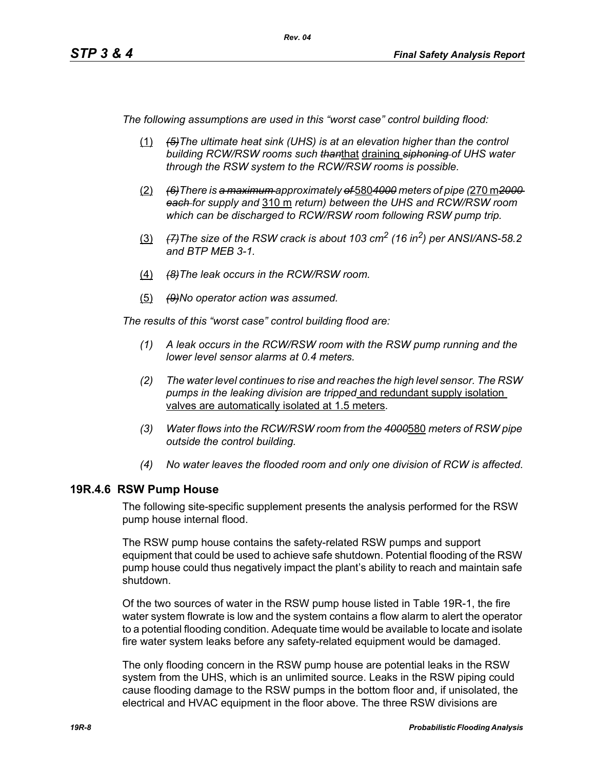*The following assumptions are used in this "worst case" control building flood:*

(1) *(5)The ultimate heat sink (UHS) is at an elevation higher than the control building RCW/RSW rooms such ~~than~~that draining ~~siphoning~~ of UHS water through the RSW system to the RCW/RSW rooms is possible.*

(2) *(6)There is ~~a maximum~~ approximately ~~of~~ 580~~4000~~ meters of pipe (270 m~~2000 each~~ for supply and 310 m return) between the UHS and RCW/RSW room which can be discharged to RCW/RSW room following RSW pump trip.*

(3) *(7)The size of the RSW crack is about 103 cm$^2$ (16 in$^2$) per ANSI/ANS-58.2 and BTP MEB 3-1.*

(4) *(8)The leak occurs in the RCW/RSW room.*

(5) *(9)No operator action was assumed.*

*The results of this "worst case" control building flood are:*

*(1) A leak occurs in the RCW/RSW room with the RSW pump running and the lower level sensor alarms at 0.4 meters.*

*(2) The water level continues to rise and reaches the high level sensor. The RSW pumps in the leaking division are tripped* and redundant supply isolation valves are automatically isolated at 1.5 meters.

*(3) Water flows into the RCW/RSW room from the ~~4000~~*580 *meters of RSW pipe outside the control building.*

*(4) No water leaves the flooded room and only one division of RCW is affected.*

## 19R.4.6 RSW Pump House

The following site-specific supplement presents the analysis performed for the RSW pump house internal flood.

The RSW pump house contains the safety-related RSW pumps and support equipment that could be used to achieve safe shutdown. Potential flooding of the RSW pump house could thus negatively impact the plant's ability to reach and maintain safe shutdown.

Of the two sources of water in the RSW pump house listed in Table 19R-1, the fire water system flowrate is low and the system contains a flow alarm to alert the operator to a potential flooding condition. Adequate time would be available to locate and isolate fire water system leaks before any safety-related equipment would be damaged.

The only flooding concern in the RSW pump house are potential leaks in the RSW system from the UHS, which is an unlimited source. Leaks in the RSW piping could cause flooding damage to the RSW pumps in the bottom floor and, if unisolated, the electrical and HVAC equipment in the floor above. The three RSW divisions are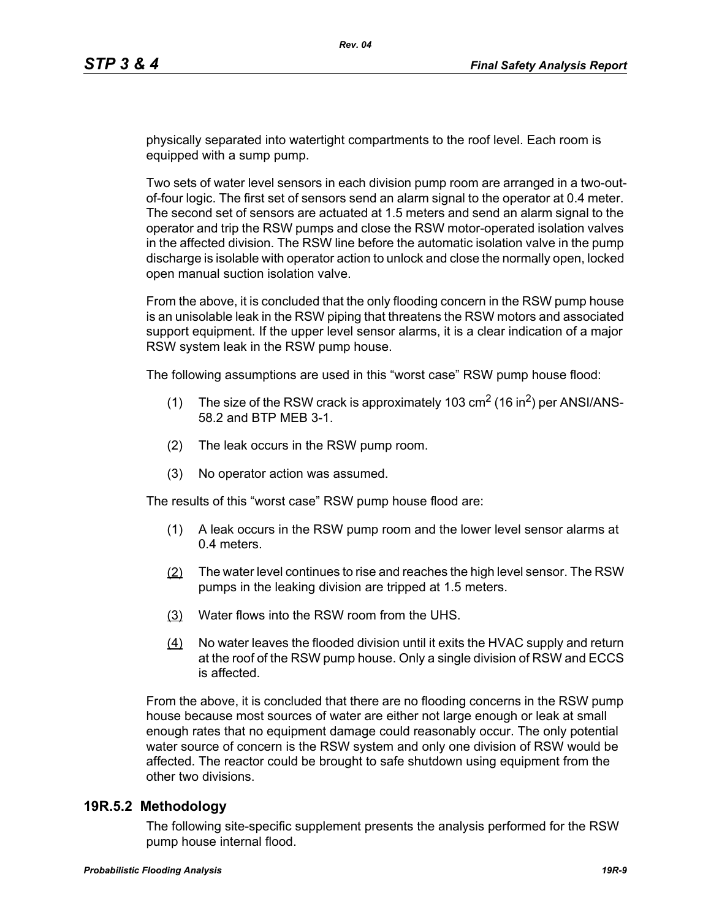physically separated into watertight compartments to the roof level. Each room is equipped with a sump pump.

Two sets of water level sensors in each division pump room are arranged in a two-out-of-four logic. The first set of sensors send an alarm signal to the operator at 0.4 meter. The second set of sensors are actuated at 1.5 meters and send an alarm signal to the operator and trip the RSW pumps and close the RSW motor-operated isolation valves in the affected division. The RSW line before the automatic isolation valve in the pump discharge is isolable with operator action to unlock and close the normally open, locked open manual suction isolation valve.

From the above, it is concluded that the only flooding concern in the RSW pump house is an unisolable leak in the RSW piping that threatens the RSW motors and associated support equipment. If the upper level sensor alarms, it is a clear indication of a major RSW system leak in the RSW pump house.

The following assumptions are used in this “worst case” RSW pump house flood:

(1) The size of the RSW crack is approximately 103 $cm^2$ (16 $in^2$) per ANSI/ANS-58.2 and BTP MEB 3-1.

(2) The leak occurs in the RSW pump room.

(3) No operator action was assumed.

The results of this “worst case” RSW pump house flood are:

(1) A leak occurs in the RSW pump room and the lower level sensor alarms at 0.4 meters.

(2) The water level continues to rise and reaches the high level sensor. The RSW pumps in the leaking division are tripped at 1.5 meters.

(3) Water flows into the RSW room from the UHS.

(4) No water leaves the flooded division until it exits the HVAC supply and return at the roof of the RSW pump house. Only a single division of RSW and ECCS is affected.

From the above, it is concluded that there are no flooding concerns in the RSW pump house because most sources of water are either not large enough or leak at small enough rates that no equipment damage could reasonably occur. The only potential water source of concern is the RSW system and only one division of RSW would be affected. The reactor could be brought to safe shutdown using equipment from the other two divisions.

## 19R.5.2 Methodology

The following site-specific supplement presents the analysis performed for the RSW pump house internal flood.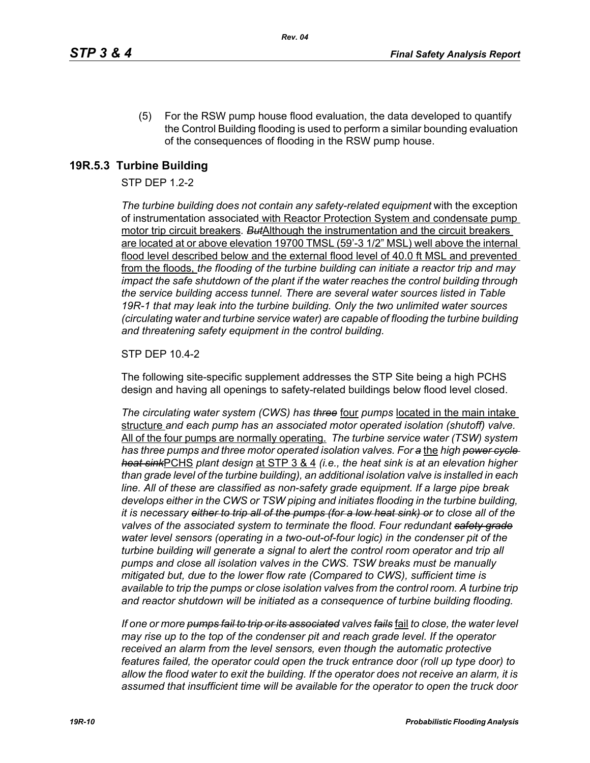(5) For the RSW pump house flood evaluation, the data developed to quantify the Control Building flooding is used to perform a similar bounding evaluation of the consequences of flooding in the RSW pump house.

## 19R.5.3 Turbine Building

STP DEP 1.2-2

*The turbine building does not contain any safety-related equipment* with the exception of instrumentation associated with Reactor Protection System and condensate pump motor trip circuit breakers*. ~~But~~*Although the instrumentation and the circuit breakers are located at or above elevation 19700 TMSL (59'-3 1/2" MSL) well above the internal flood level described below and the external flood level of 40.0 ft MSL and prevented from the floods, *the flooding of the turbine building can initiate a reactor trip and may impact the safe shutdown of the plant if the water reaches the control building through the service building access tunnel. There are several water sources listed in Table 19R-1 that may leak into the turbine building. Only the two unlimited water sources (circulating water and turbine service water) are capable of flooding the turbine building and threatening safety equipment in the control building.*

STP DEP 10.4-2

The following site-specific supplement addresses the STP Site being a high PCHS design and having all openings to safety-related buildings below flood level closed.

*The circulating water system (CWS) has ~~three~~* four *pumps* located in the main intake structure *and each pump has an associated motor operated isolation (shutoff) valve.* All of the four pumps are normally operating. *The turbine service water (TSW) system has three pumps and three motor operated isolation valves. For ~~a~~* the *high ~~power cycle heat sink~~*PCHS *plant design* at STP 3 & 4 *(i.e., the heat sink is at an elevation higher than grade level of the turbine building), an additional isolation valve is installed in each line. All of these are classified as non-safety grade equipment. If a large pipe break develops either in the CWS or TSW piping and initiates flooding in the turbine building, it is necessary ~~either to trip all of the pumps (for a low heat sink) or~~ to close all of the valves of the associated system to terminate the flood. Four redundant ~~safety grade~~ water level sensors (operating in a two-out-of-four logic) in the condenser pit of the turbine building will generate a signal to alert the control room operator and trip all pumps and close all isolation valves in the CWS. TSW breaks must be manually mitigated but, due to the lower flow rate (Compared to CWS), sufficient time is available to trip the pumps or close isolation valves from the control room. A turbine trip and reactor shutdown will be initiated as a consequence of turbine building flooding.*

*If one or more ~~pumps fail to trip or its associated~~ valves ~~fails~~* fail *to close, the water level may rise up to the top of the condenser pit and reach grade level. If the operator received an alarm from the level sensors, even though the automatic protective features failed, the operator could open the truck entrance door (roll up type door) to allow the flood water to exit the building. If the operator does not receive an alarm, it is assumed that insufficient time will be available for the operator to open the truck door*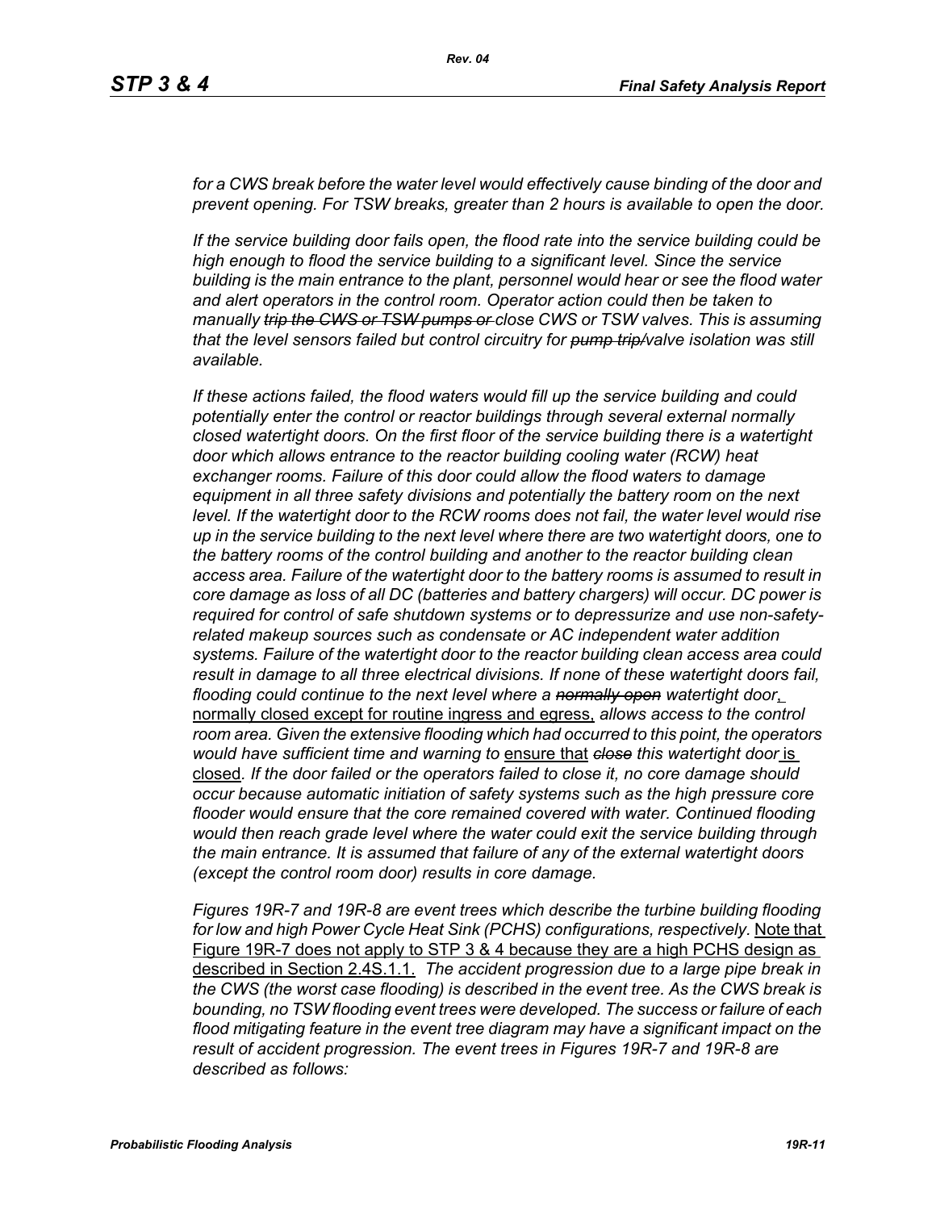*for a CWS break before the water level would effectively cause binding of the door and prevent opening. For TSW breaks, greater than 2 hours is available to open the door.*

*If the service building door fails open, the flood rate into the service building could be high enough to flood the service building to a significant level. Since the service building is the main entrance to the plant, personnel would hear or see the flood water and alert operators in the control room. Operator action could then be taken to manually ~~trip the CWS or TSW pumps or~~ close CWS or TSW valves. This is assuming that the level sensors failed but control circuitry for ~~pump trip/~~valve isolation was still available.*

*If these actions failed, the flood waters would fill up the service building and could potentially enter the control or reactor buildings through several external normally closed watertight doors. On the first floor of the service building there is a watertight door which allows entrance to the reactor building cooling water (RCW) heat exchanger rooms. Failure of this door could allow the flood waters to damage equipment in all three safety divisions and potentially the battery room on the next level. If the watertight door to the RCW rooms does not fail, the water level would rise up in the service building to the next level where there are two watertight doors, one to the battery rooms of the control building and another to the reactor building clean access area. Failure of the watertight door to the battery rooms is assumed to result in core damage as loss of all DC (batteries and battery chargers) will occur. DC power is required for control of safe shutdown systems or to depressurize and use non-safety-related makeup sources such as condensate or AC independent water addition systems. Failure of the watertight door to the reactor building clean access area could result in damage to all three electrical divisions. If none of these watertight doors fail, flooding could continue to the next level where a ~~normally open~~ watertight door,* <u>normally closed except for routine ingress and egress,</u> *allows access to the control room area. Given the extensive flooding which had occurred to this point, the operators would have sufficient time and warning to* <u>ensure that</u> *~~close~~ this watertight door* <u>is closed</u>*. If the door failed or the operators failed to close it, no core damage should occur because automatic initiation of safety systems such as the high pressure core flooder would ensure that the core remained covered with water. Continued flooding would then reach grade level where the water could exit the service building through the main entrance. It is assumed that failure of any of the external watertight doors (except the control room door) results in core damage.*

*Figures 19R-7 and 19R-8 are event trees which describe the turbine building flooding for low and high Power Cycle Heat Sink (PCHS) configurations, respectively.* <u>Note that Figure 19R-7 does not apply to STP 3 & 4 because they are a high PCHS design as described in Section 2.4S.1.1.</u> *The accident progression due to a large pipe break in the CWS (the worst case flooding) is described in the event tree. As the CWS break is bounding, no TSW flooding event trees were developed. The success or failure of each flood mitigating feature in the event tree diagram may have a significant impact on the result of accident progression. The event trees in Figures 19R-7 and 19R-8 are described as follows:*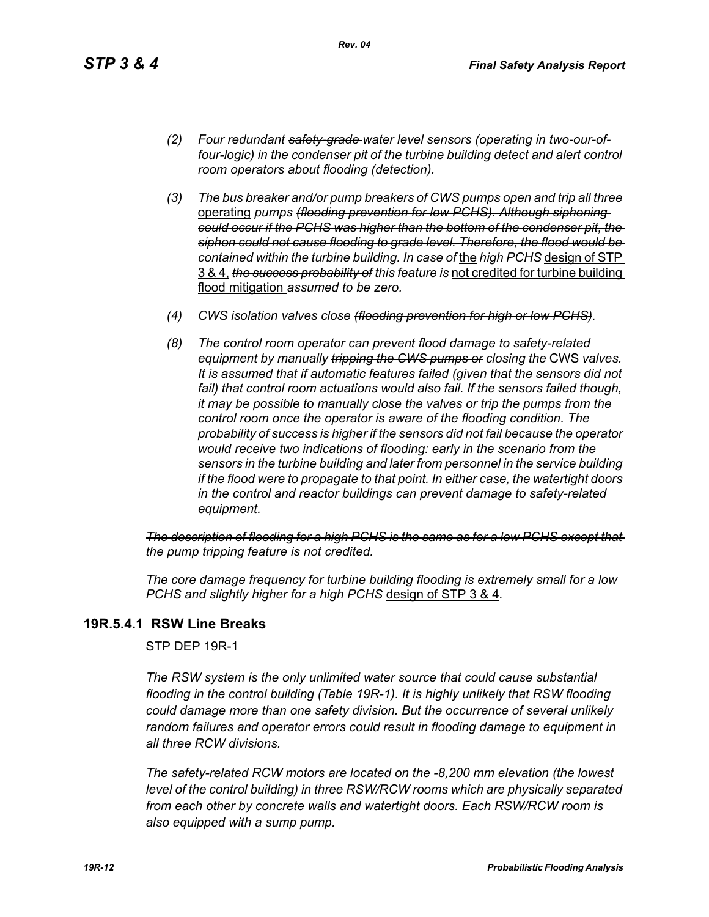- *(2) Four redundant ~~safety-grade~~ water level sensors (operating in two-our-of-four-logic) in the condenser pit of the turbine building detect and alert control room operators about flooding (detection).*

- *(3) The bus breaker and/or pump breakers of CWS pumps open and trip all three* <u>operating</u> *pumps ~~(flooding prevention for low PCHS). Although siphoning could occur if the PCHS was higher than the bottom of the condenser pit, the siphon could not cause flooding to grade level. Therefore, the flood would be contained within the turbine building.~~ In case of* <u>the</u> *high PCHS* <u>design of STP 3 & 4,</u> *~~the success probability of~~ this feature is* <u>not credited for turbine building flood mitigation</u> *~~assumed to be zero~~.*

- *(4) CWS isolation valves close ~~(flooding prevention for high or low PCHS)~~.*

- *(8) The control room operator can prevent flood damage to safety-related equipment by manually ~~tripping the CWS pumps or~~ closing the* <u>CWS</u> *valves. It is assumed that if automatic features failed (given that the sensors did not fail) that control room actuations would also fail. If the sensors failed though, it may be possible to manually close the valves or trip the pumps from the control room once the operator is aware of the flooding condition. The probability of success is higher if the sensors did not fail because the operator would receive two indications of flooding: early in the scenario from the sensors in the turbine building and later from personnel in the service building if the flood were to propagate to that point. In either case, the watertight doors in the control and reactor buildings can prevent damage to safety-related equipment.*

*~~The description of flooding for a high PCHS is the same as for a low PCHS except that the pump tripping feature is not credited.~~*

*The core damage frequency for turbine building flooding is extremely small for a low PCHS and slightly higher for a high PCHS* <u>design of STP 3 & 4</u>.

## 19R.5.4.1 RSW Line Breaks

STP DEP 19R-1

*The RSW system is the only unlimited water source that could cause substantial flooding in the control building (Table 19R-1). It is highly unlikely that RSW flooding could damage more than one safety division. But the occurrence of several unlikely random failures and operator errors could result in flooding damage to equipment in all three RCW divisions.*

*The safety-related RCW motors are located on the -8,200 mm elevation (the lowest level of the control building) in three RSW/RCW rooms which are physically separated from each other by concrete walls and watertight doors. Each RSW/RCW room is also equipped with a sump pump.*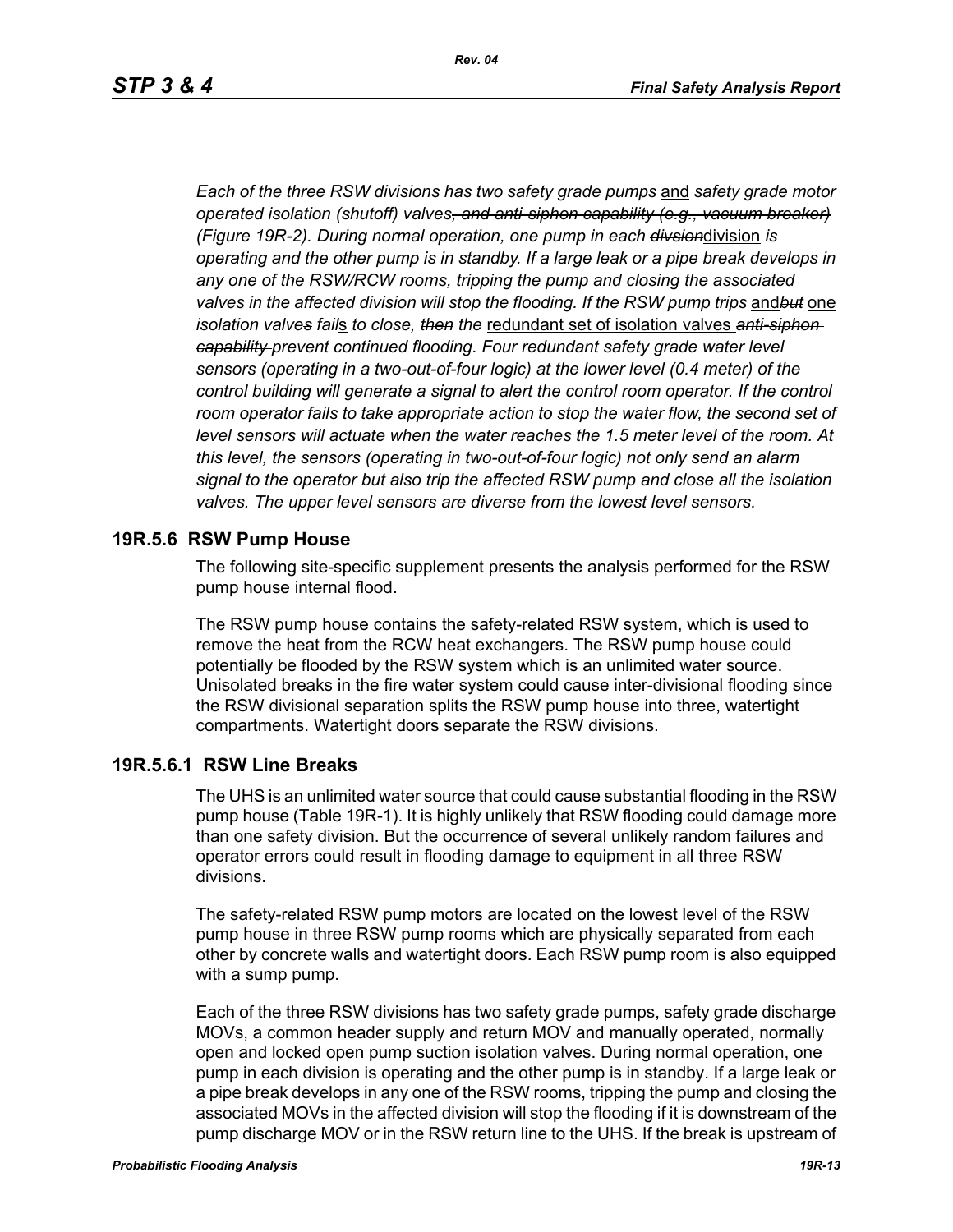*Each of the three RSW divisions has two safety grade pumps* and *safety grade motor operated isolation (shutoff) valves~~, and anti-siphon capability (e.g., vacuum breaker)~~ (Figure 19R-2). During normal operation, one pump in each ~~divsion~~*division *is operating and the other pump is in standby. If a large leak or a pipe break develops in any one of the RSW/RCW rooms, tripping the pump and closing the associated valves in the affected division will stop the flooding. If the RSW pump trips* and*~~but~~* one *isolation valve~~s~~ fail*s *to close, ~~then~~ the* redundant set of isolation valves *~~anti-siphon capability~~ prevent continued flooding. Four redundant safety grade water level sensors (operating in a two-out-of-four logic) at the lower level (0.4 meter) of the control building will generate a signal to alert the control room operator. If the control room operator fails to take appropriate action to stop the water flow, the second set of level sensors will actuate when the water reaches the 1.5 meter level of the room. At this level, the sensors (operating in two-out-of-four logic) not only send an alarm signal to the operator but also trip the affected RSW pump and close all the isolation valves. The upper level sensors are diverse from the lowest level sensors.*

## 19R.5.6 RSW Pump House

The following site-specific supplement presents the analysis performed for the RSW pump house internal flood.

The RSW pump house contains the safety-related RSW system, which is used to remove the heat from the RCW heat exchangers. The RSW pump house could potentially be flooded by the RSW system which is an unlimited water source. Unisolated breaks in the fire water system could cause inter-divisional flooding since the RSW divisional separation splits the RSW pump house into three, watertight compartments. Watertight doors separate the RSW divisions.

### 19R.5.6.1 RSW Line Breaks

The UHS is an unlimited water source that could cause substantial flooding in the RSW pump house (Table 19R-1). It is highly unlikely that RSW flooding could damage more than one safety division. But the occurrence of several unlikely random failures and operator errors could result in flooding damage to equipment in all three RSW divisions.

The safety-related RSW pump motors are located on the lowest level of the RSW pump house in three RSW pump rooms which are physically separated from each other by concrete walls and watertight doors. Each RSW pump room is also equipped with a sump pump.

Each of the three RSW divisions has two safety grade pumps, safety grade discharge MOVs, a common header supply and return MOV and manually operated, normally open and locked open pump suction isolation valves. During normal operation, one pump in each division is operating and the other pump is in standby. If a large leak or a pipe break develops in any one of the RSW rooms, tripping the pump and closing the associated MOVs in the affected division will stop the flooding if it is downstream of the pump discharge MOV or in the RSW return line to the UHS. If the break is upstream of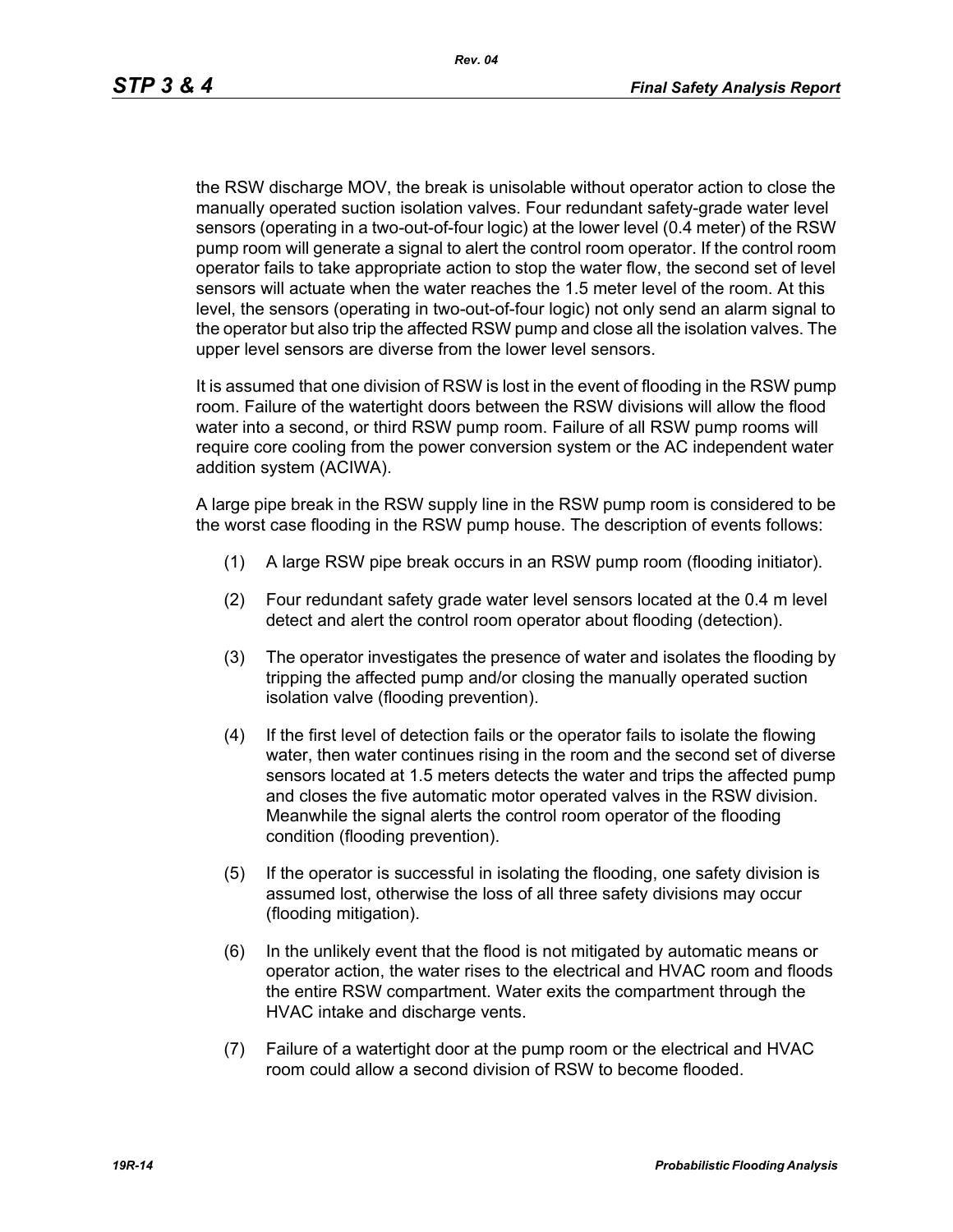the RSW discharge MOV, the break is unisolable without operator action to close the manually operated suction isolation valves. Four redundant safety-grade water level sensors (operating in a two-out-of-four logic) at the lower level (0.4 meter) of the RSW pump room will generate a signal to alert the control room operator. If the control room operator fails to take appropriate action to stop the water flow, the second set of level sensors will actuate when the water reaches the 1.5 meter level of the room. At this level, the sensors (operating in two-out-of-four logic) not only send an alarm signal to the operator but also trip the affected RSW pump and close all the isolation valves. The upper level sensors are diverse from the lower level sensors.

It is assumed that one division of RSW is lost in the event of flooding in the RSW pump room. Failure of the watertight doors between the RSW divisions will allow the flood water into a second, or third RSW pump room. Failure of all RSW pump rooms will require core cooling from the power conversion system or the AC independent water addition system (ACIWA).

A large pipe break in the RSW supply line in the RSW pump room is considered to be the worst case flooding in the RSW pump house. The description of events follows:

(1) A large RSW pipe break occurs in an RSW pump room (flooding initiator).

(2) Four redundant safety grade water level sensors located at the 0.4 m level detect and alert the control room operator about flooding (detection).

(3) The operator investigates the presence of water and isolates the flooding by tripping the affected pump and/or closing the manually operated suction isolation valve (flooding prevention).

(4) If the first level of detection fails or the operator fails to isolate the flowing water, then water continues rising in the room and the second set of diverse sensors located at 1.5 meters detects the water and trips the affected pump and closes the five automatic motor operated valves in the RSW division. Meanwhile the signal alerts the control room operator of the flooding condition (flooding prevention).

(5) If the operator is successful in isolating the flooding, one safety division is assumed lost, otherwise the loss of all three safety divisions may occur (flooding mitigation).

(6) In the unlikely event that the flood is not mitigated by automatic means or operator action, the water rises to the electrical and HVAC room and floods the entire RSW compartment. Water exits the compartment through the HVAC intake and discharge vents.

(7) Failure of a watertight door at the pump room or the electrical and HVAC room could allow a second division of RSW to become flooded.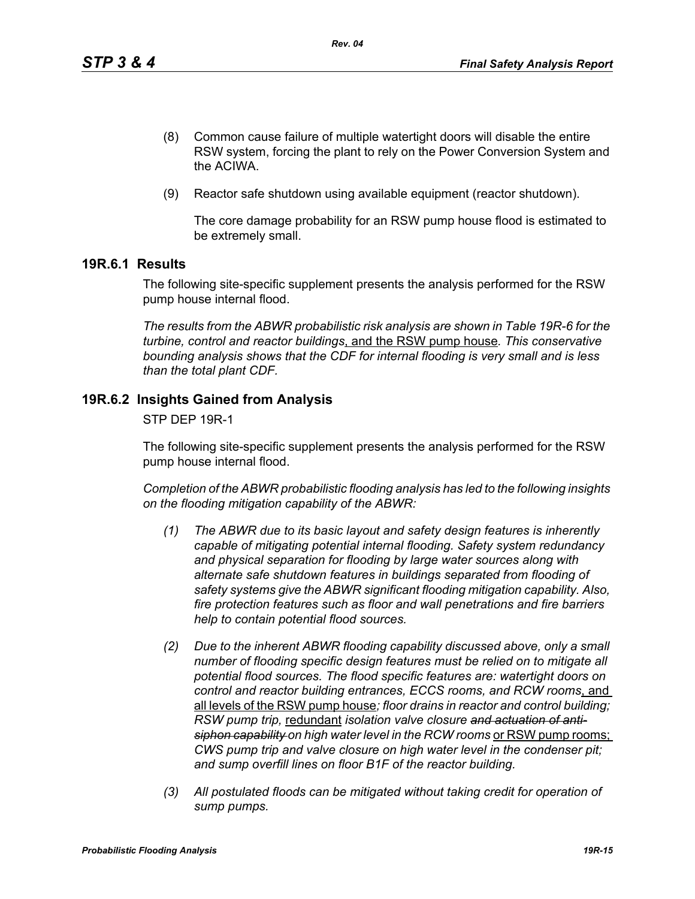(8) Common cause failure of multiple watertight doors will disable the entire RSW system, forcing the plant to rely on the Power Conversion System and the ACIWA.

(9) Reactor safe shutdown using available equipment (reactor shutdown).

The core damage probability for an RSW pump house flood is estimated to be extremely small.

## 19R.6.1 Results

The following site-specific supplement presents the analysis performed for the RSW pump house internal flood.

*The results from the ABWR probabilistic risk analysis are shown in Table 19R-6 for the turbine, control and reactor buildings*, and the RSW pump house*. This conservative bounding analysis shows that the CDF for internal flooding is very small and is less than the total plant CDF.*

## 19R.6.2 Insights Gained from Analysis

STP DEP 19R-1

The following site-specific supplement presents the analysis performed for the RSW pump house internal flood.

*Completion of the ABWR probabilistic flooding analysis has led to the following insights on the flooding mitigation capability of the ABWR:*

*(1) The ABWR due to its basic layout and safety design features is inherently capable of mitigating potential internal flooding. Safety system redundancy and physical separation for flooding by large water sources along with alternate safe shutdown features in buildings separated from flooding of safety systems give the ABWR significant flooding mitigation capability. Also, fire protection features such as floor and wall penetrations and fire barriers help to contain potential flood sources.*

*(2) Due to the inherent ABWR flooding capability discussed above, only a small number of flooding specific design features must be relied on to mitigate all potential flood sources. The flood specific features are: watertight doors on control and reactor building entrances, ECCS rooms, and RCW rooms*, and all levels of the RSW pump house*; floor drains in reactor and control building; RSW pump trip,* redundant *isolation valve closure* ~~*and actuation of anti-siphon capability*~~ *on high water level in the RCW rooms* or RSW pump rooms; *CWS pump trip and valve closure on high water level in the condenser pit; and sump overfill lines on floor B1F of the reactor building.*

*(3) All postulated floods can be mitigated without taking credit for operation of sump pumps.*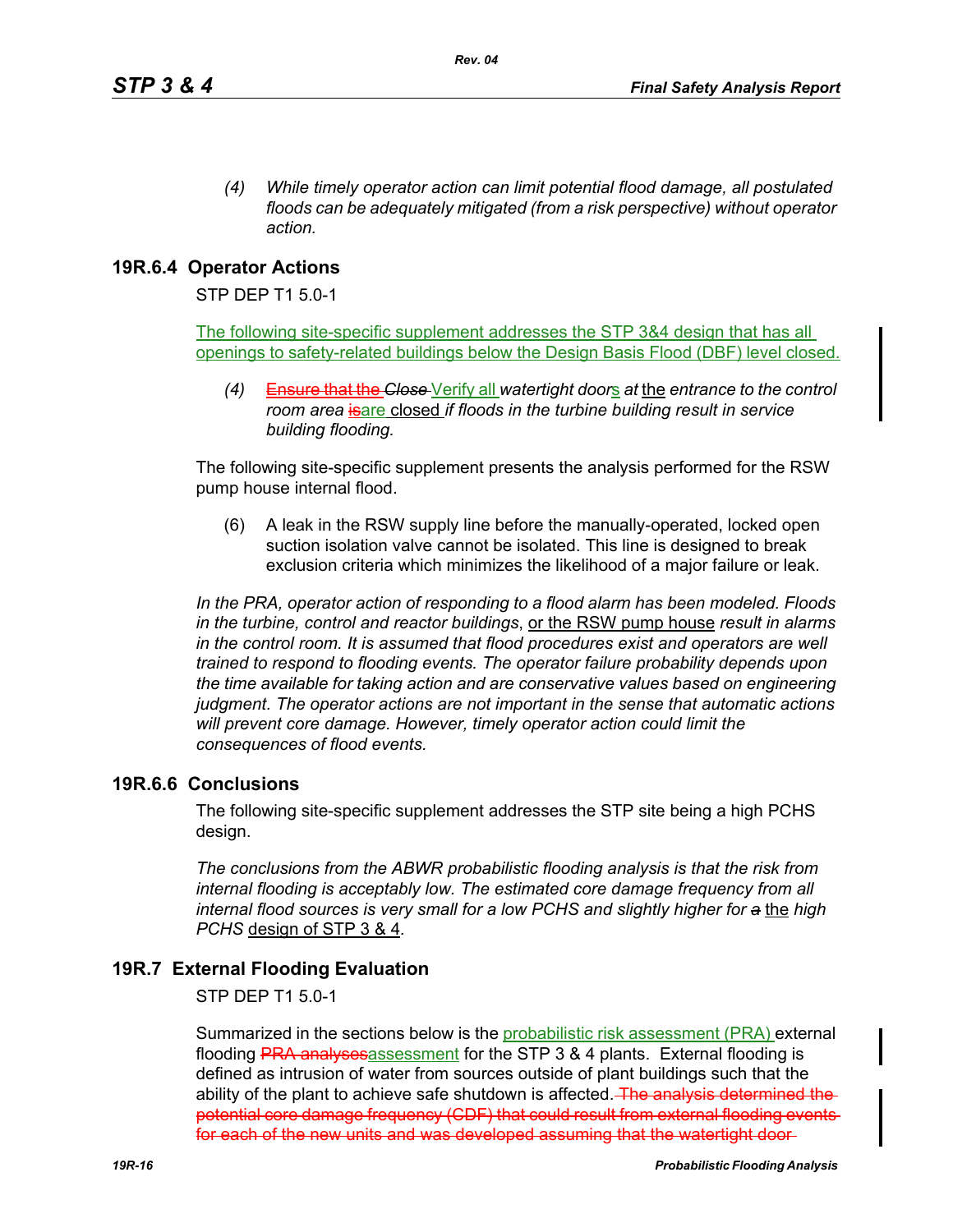*(4) While timely operator action can limit potential flood damage, all postulated floods can be adequately mitigated (from a risk perspective) without operator action.*

## 19R.6.4 Operator Actions

STP DEP T1 5.0-1

The following site-specific supplement addresses the STP 3&4 design that has all openings to safety-related buildings below the Design Basis Flood (DBF) level closed.

*(4)* ~~Ensure that the~~ ~~*Close*~~ Verify all *watertight door*s *at* the *entrance to the control room area* ~~is~~are closed *if floods in the turbine building result in service building flooding.*

The following site-specific supplement presents the analysis performed for the RSW pump house internal flood.

(6) A leak in the RSW supply line before the manually-operated, locked open suction isolation valve cannot be isolated. This line is designed to break exclusion criteria which minimizes the likelihood of a major failure or leak.

*In the PRA, operator action of responding to a flood alarm has been modeled. Floods in the turbine, control and reactor buildings*, or the RSW pump house *result in alarms in the control room. It is assumed that flood procedures exist and operators are well trained to respond to flooding events. The operator failure probability depends upon the time available for taking action and are conservative values based on engineering judgment. The operator actions are not important in the sense that automatic actions will prevent core damage. However, timely operator action could limit the consequences of flood events.*

## 19R.6.6 Conclusions

The following site-specific supplement addresses the STP site being a high PCHS design.

*The conclusions from the ABWR probabilistic flooding analysis is that the risk from internal flooding is acceptably low. The estimated core damage frequency from all internal flood sources is very small for a low PCHS and slightly higher for* ~~*a*~~ the *high PCHS* design of STP 3 & 4*.*

## 19R.7 External Flooding Evaluation

STP DEP T1 5.0-1

Summarized in the sections below is the probabilistic risk assessment (PRA) external flooding ~~PRA analyses~~assessment for the STP 3 & 4 plants. External flooding is defined as intrusion of water from sources outside of plant buildings such that the ability of the plant to achieve safe shutdown is affected. ~~The analysis determined the potential core damage frequency (CDF) that could result from external flooding events for each of the new units and was developed assuming that the watertight door~~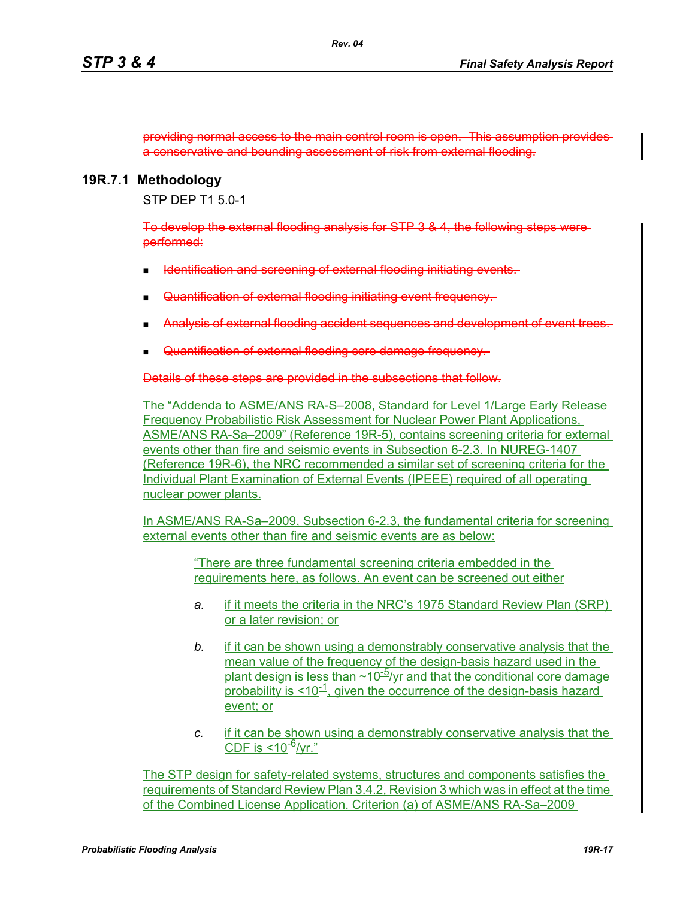~~providing normal access to the main control room is open. This assumption provides a conservative and bounding assessment of risk from external flooding.~~

## 19R.7.1 Methodology

STP DEP T1 5.0-1

~~To develop the external flooding analysis for STP 3 & 4, the following steps were performed:~~

- ~~Identification and screening of external flooding initiating events.~~
- ~~Quantification of external flooding initiating event frequency.~~
- ~~Analysis of external flooding accident sequences and development of event trees.~~
- ~~Quantification of external flooding core damage frequency.~~

~~Details of these steps are provided in the subsections that follow.~~

The "Addenda to ASME/ANS RA-S–2008, Standard for Level 1/Large Early Release Frequency Probabilistic Risk Assessment for Nuclear Power Plant Applications, ASME/ANS RA-Sa–2009" (Reference 19R-5), contains screening criteria for external events other than fire and seismic events in Subsection 6-2.3. In NUREG-1407 (Reference 19R-6), the NRC recommended a similar set of screening criteria for the Individual Plant Examination of External Events (IPEEE) required of all operating nuclear power plants.

In ASME/ANS RA-Sa–2009, Subsection 6-2.3, the fundamental criteria for screening external events other than fire and seismic events are as below:

> "There are three fundamental screening criteria embedded in the requirements here, as follows. An event can be screened out either
>
> *a.* if it meets the criteria in the NRC's 1975 Standard Review Plan (SRP) or a later revision; or
>
> *b.* if it can be shown using a demonstrably conservative analysis that the mean value of the frequency of the design-basis hazard used in the plant design is less than ~$10^{-5}$/yr and that the conditional core damage probability is <$10^{-1}$, given the occurrence of the design-basis hazard event; or
>
> *c.* if it can be shown using a demonstrably conservative analysis that the CDF is <$10^{-6}$/yr."

The STP design for safety-related systems, structures and components satisfies the requirements of Standard Review Plan 3.4.2, Revision 3 which was in effect at the time of the Combined License Application. Criterion (a) of ASME/ANS RA-Sa–2009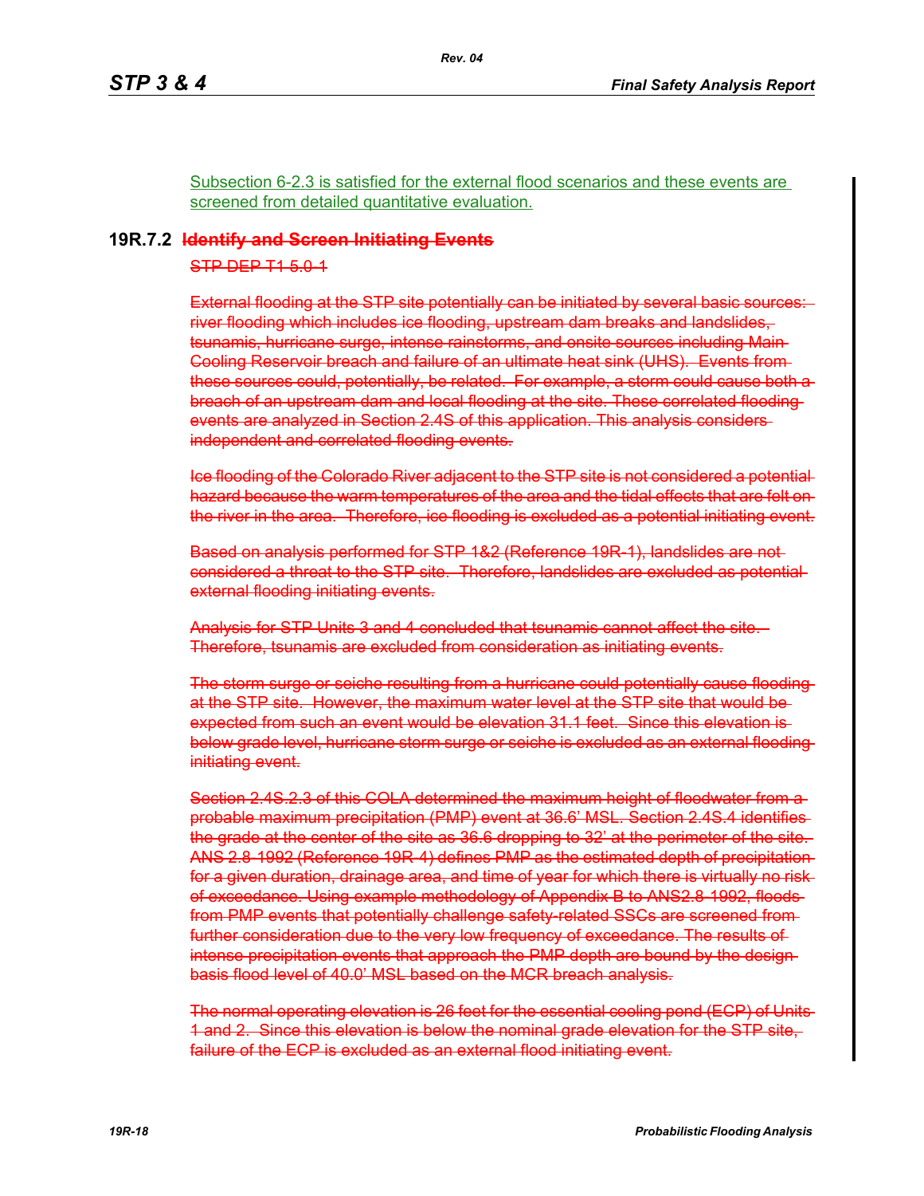Subsection 6-2.3 is satisfied for the external flood scenarios and these events are screened from detailed quantitative evaluation.

## 19R.7.2 ~~Identify and Screen Initiating Events~~

~~STP DEP T1 5.0-1~~

~~External flooding at the STP site potentially can be initiated by several basic sources: river flooding which includes ice flooding, upstream dam breaks and landslides, tsunamis, hurricane surge, intense rainstorms, and onsite sources including Main Cooling Reservoir breach and failure of an ultimate heat sink (UHS). Events from these sources could, potentially, be related. For example, a storm could cause both a breach of an upstream dam and local flooding at the site. These correlated flooding events are analyzed in Section 2.4S of this application. This analysis considers independent and correlated flooding events.~~

~~Ice flooding of the Colorado River adjacent to the STP site is not considered a potential hazard because the warm temperatures of the area and the tidal effects that are felt on the river in the area. Therefore, ice flooding is excluded as a potential initiating event.~~

~~Based on analysis performed for STP 1&2 (Reference 19R-1), landslides are not considered a threat to the STP site. Therefore, landslides are excluded as potential external flooding initiating events.~~

~~Analysis for STP Units 3 and 4 concluded that tsunamis cannot affect the site. Therefore, tsunamis are excluded from consideration as initiating events.~~

~~The storm surge or seiche resulting from a hurricane could potentially cause flooding at the STP site. However, the maximum water level at the STP site that would be expected from such an event would be elevation 31.1 feet. Since this elevation is below grade level, hurricane storm surge or seiche is excluded as an external flooding initiating event.~~

~~Section 2.4S.2.3 of this COLA determined the maximum height of floodwater from a probable maximum precipitation (PMP) event at 36.6' MSL. Section 2.4S.4 identifies the grade at the center of the site as 36.6 dropping to 32' at the perimeter of the site. ANS 2.8-1992 (Reference 19R-4) defines PMP as the estimated depth of precipitation for a given duration, drainage area, and time of year for which there is virtually no risk of exceedance. Using example methodology of Appendix B to ANS2.8-1992, floods from PMP events that potentially challenge safety-related SSCs are screened from further consideration due to the very low frequency of exceedance. The results of intense precipitation events that approach the PMP depth are bound by the design basis flood level of 40.0' MSL based on the MCR breach analysis.~~

~~The normal operating elevation is 26 feet for the essential cooling pond (ECP) of Units 1 and 2. Since this elevation is below the nominal grade elevation for the STP site, failure of the ECP is excluded as an external flood initiating event.~~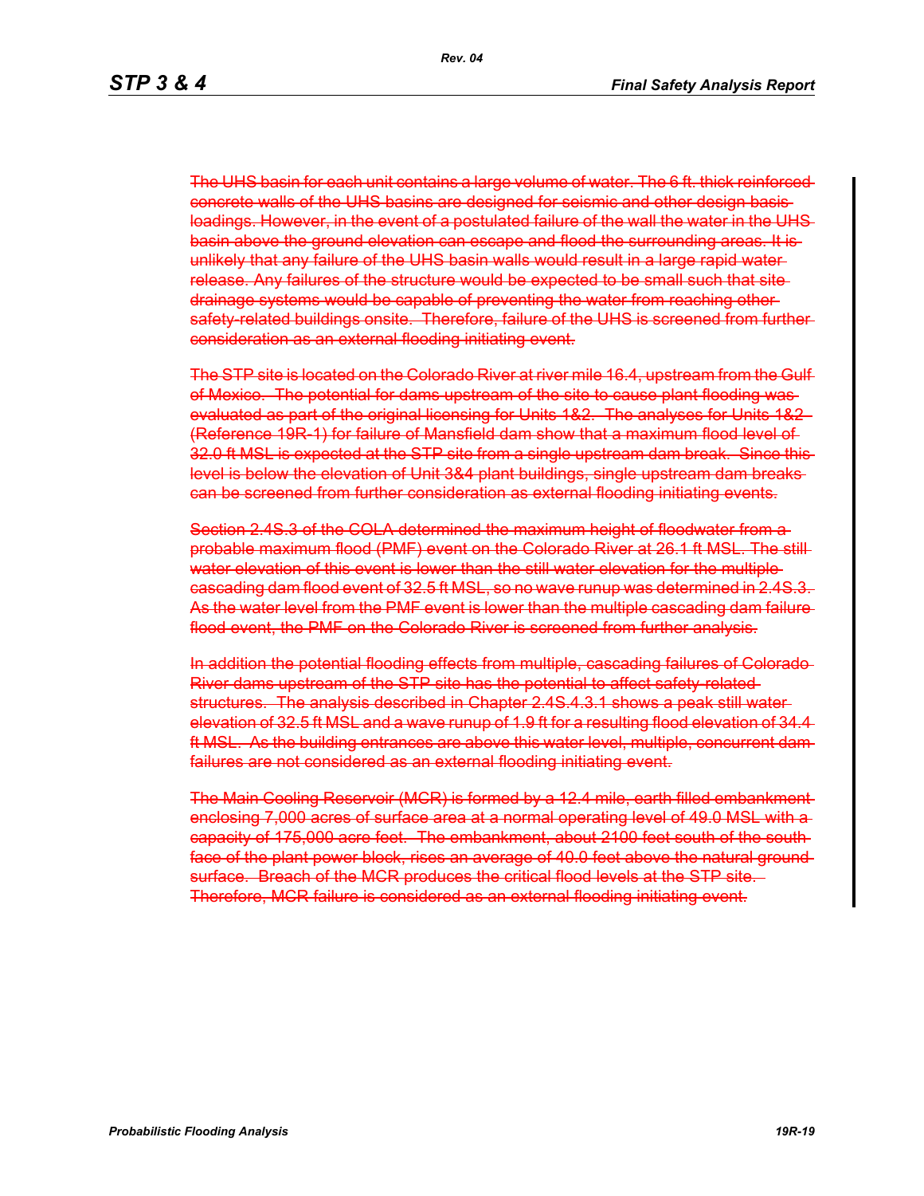~~The UHS basin for each unit contains a large volume of water. The 6 ft. thick reinforced concrete walls of the UHS basins are designed for seismic and other design basis loadings. However, in the event of a postulated failure of the wall the water in the UHS basin above the ground elevation can escape and flood the surrounding areas. It is unlikely that any failure of the UHS basin walls would result in a large rapid water release. Any failures of the structure would be expected to be small such that site drainage systems would be capable of preventing the water from reaching other safety-related buildings onsite. Therefore, failure of the UHS is screened from further consideration as an external flooding initiating event.~~

~~The STP site is located on the Colorado River at river mile 16.4, upstream from the Gulf of Mexico. The potential for dams upstream of the site to cause plant flooding was evaluated as part of the original licensing for Units 1&2. The analyses for Units 1&2 (Reference 19R-1) for failure of Mansfield dam show that a maximum flood level of 32.0 ft MSL is expected at the STP site from a single upstream dam break. Since this level is below the elevation of Unit 3&4 plant buildings, single upstream dam breaks can be screened from further consideration as external flooding initiating events.~~

~~Section 2.4S.3 of the COLA determined the maximum height of floodwater from a probable maximum flood (PMF) event on the Colorado River at 26.1 ft MSL. The still water elevation of this event is lower than the still water elevation for the multiple cascading dam flood event of 32.5 ft MSL, so no wave runup was determined in 2.4S.3. As the water level from the PMF event is lower than the multiple cascading dam failure flood event, the PMF on the Colorado River is screened from further analysis.~~

~~In addition the potential flooding effects from multiple, cascading failures of Colorado River dams upstream of the STP site has the potential to affect safety-related structures. The analysis described in Chapter 2.4S.4.3.1 shows a peak still water elevation of 32.5 ft MSL and a wave runup of 1.9 ft for a resulting flood elevation of 34.4 ft MSL. As the building entrances are above this water level, multiple, concurrent dam failures are not considered as an external flooding initiating event.~~

~~The Main Cooling Reservoir (MCR) is formed by a 12.4 mile, earth filled embankment enclosing 7,000 acres of surface area at a normal operating level of 49.0 MSL with a capacity of 175,000 acre feet. The embankment, about 2100 feet south of the south face of the plant power block, rises an average of 40.0 feet above the natural ground surface. Breach of the MCR produces the critical flood levels at the STP site. Therefore, MCR failure is considered as an external flooding initiating event.~~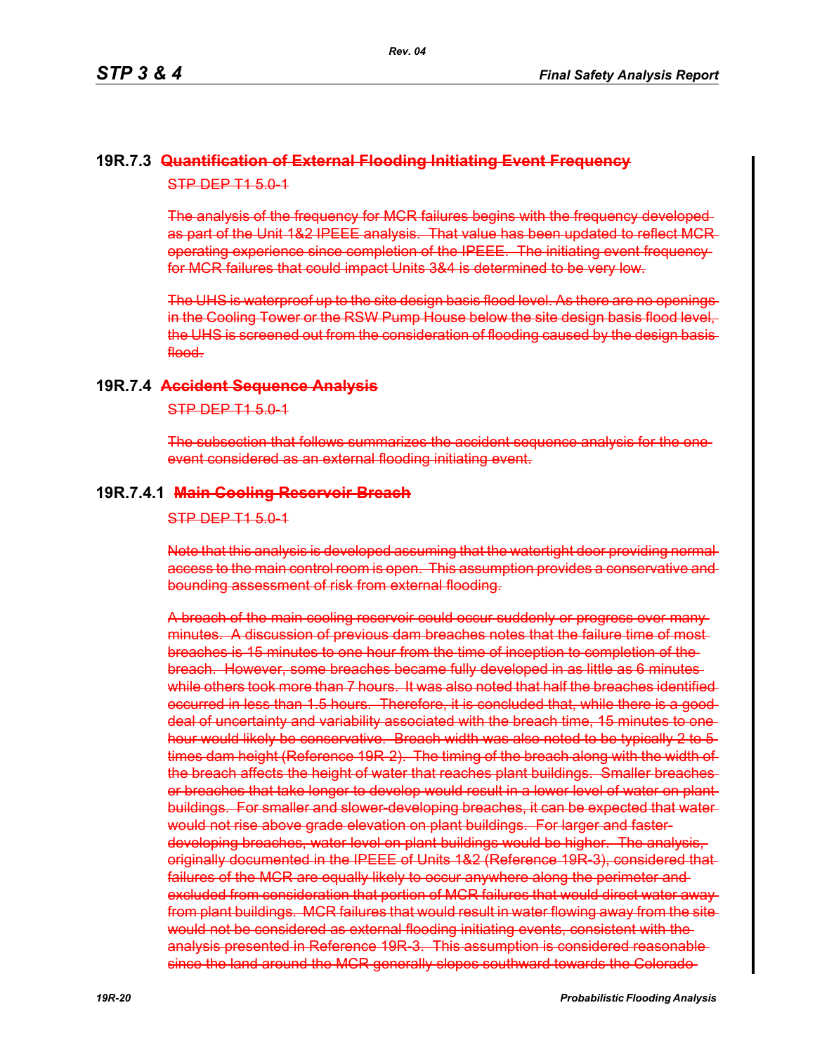## 19R.7.3 ~~Quantification of External Flooding Initiating Event Frequency~~

~~STP DEP T1 5.0-1~~

~~The analysis of the frequency for MCR failures begins with the frequency developed as part of the Unit 1&2 IPEEE analysis. That value has been updated to reflect MCR operating experience since completion of the IPEEE. The initiating event frequency for MCR failures that could impact Units 3&4 is determined to be very low.~~

~~The UHS is waterproof up to the site design basis flood level. As there are no openings in the Cooling Tower or the RSW Pump House below the site design basis flood level, the UHS is screened out from the consideration of flooding caused by the design basis flood.~~

## 19R.7.4 ~~Accident Sequence Analysis~~

~~STP DEP T1 5.0-1~~

~~The subsection that follows summarizes the accident sequence analysis for the one event considered as an external flooding initiating event.~~

### 19R.7.4.1 ~~Main Cooling Reservoir Breach~~

~~STP DEP T1 5.0-1~~

~~Note that this analysis is developed assuming that the watertight door providing normal access to the main control room is open. This assumption provides a conservative and bounding assessment of risk from external flooding.~~

~~A breach of the main cooling reservoir could occur suddenly or progress over many minutes. A discussion of previous dam breaches notes that the failure time of most breaches is 15 minutes to one hour from the time of inception to completion of the breach. However, some breaches became fully developed in as little as 6 minutes while others took more than 7 hours. It was also noted that half the breaches identified occurred in less than 1.5 hours. Therefore, it is concluded that, while there is a good deal of uncertainty and variability associated with the breach time, 15 minutes to one hour would likely be conservative. Breach width was also noted to be typically 2 to 5 times dam height (Reference 19R-2). The timing of the breach along with the width of the breach affects the height of water that reaches plant buildings. Smaller breaches or breaches that take longer to develop would result in a lower level of water on plant buildings. For smaller and slower-developing breaches, it can be expected that water would not rise above grade elevation on plant buildings. For larger and faster-developing breaches, water level on plant buildings would be higher. The analysis, originally documented in the IPEEE of Units 1&2 (Reference 19R-3), considered that failures of the MCR are equally likely to occur anywhere along the perimeter and excluded from consideration that portion of MCR failures that would direct water away from plant buildings. MCR failures that would result in water flowing away from the site would not be considered as external flooding initiating events, consistent with the analysis presented in Reference 19R-3. This assumption is considered reasonable since the land around the MCR generally slopes southward towards the Colorado~~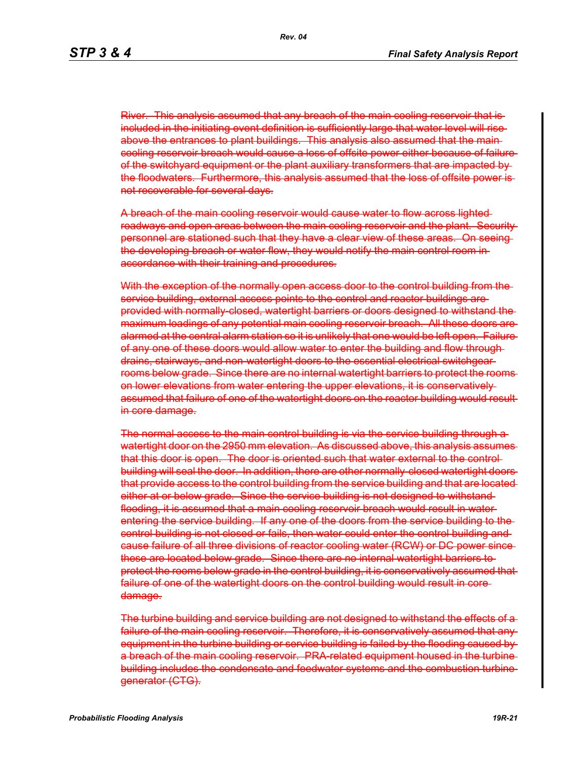River. This analysis assumed that any breach of the main cooling reservoir that is included in the initiating event definition is sufficiently large that water level will rise above the entrances to plant buildings. This analysis also assumed that the main cooling reservoir breach would cause a loss of offsite power either because of failure of the switchyard equipment or the plant auxiliary transformers that are impacted by the floodwaters. Furthermore, this analysis assumed that the loss of offsite power is not recoverable for several days.

A breach of the main cooling reservoir would cause water to flow across lighted roadways and open areas between the main cooling reservoir and the plant. Security personnel are stationed such that they have a clear view of these areas. On seeing the developing breach or water flow, they would notify the main control room in accordance with their training and procedures.

With the exception of the normally open access door to the control building from the service building, external access points to the control and reactor buildings are provided with normally-closed, watertight barriers or doors designed to withstand the maximum loadings of any potential main cooling reservoir breach. All these doors are alarmed at the central alarm station so it is unlikely that one would be left open. Failure of any one of these doors would allow water to enter the building and flow through drains, stairways, and non-watertight doors to the essential electrical switchgear rooms below grade. Since there are no internal watertight barriers to protect the rooms on lower elevations from water entering the upper elevations, it is conservatively assumed that failure of one of the watertight doors on the reactor building would result in core damage.

The normal access to the main control building is via the service building through a watertight door on the 2950 mm elevation. As discussed above, this analysis assumes that this door is open. The door is oriented such that water external to the control building will seal the door. In addition, there are other normally-closed watertight doors that provide access to the control building from the service building and that are located either at or below grade. Since the service building is not designed to withstand flooding, it is assumed that a main cooling reservoir breach would result in water entering the service building. If any one of the doors from the service building to the control building is not closed or fails, then water could enter the control building and cause failure of all three divisions of reactor cooling water (RCW) or DC power since these are located below grade. Since there are no internal watertight barriers to protect the rooms below grade in the control building, it is conservatively assumed that failure of one of the watertight doors on the control building would result in core damage.

The turbine building and service building are not designed to withstand the effects of a failure of the main cooling reservoir. Therefore, it is conservatively assumed that any equipment in the turbine building or service building is failed by the flooding caused by a breach of the main cooling reservoir. PRA-related equipment housed in the turbine building includes the condensate and feedwater systems and the combustion turbine generator (CTG).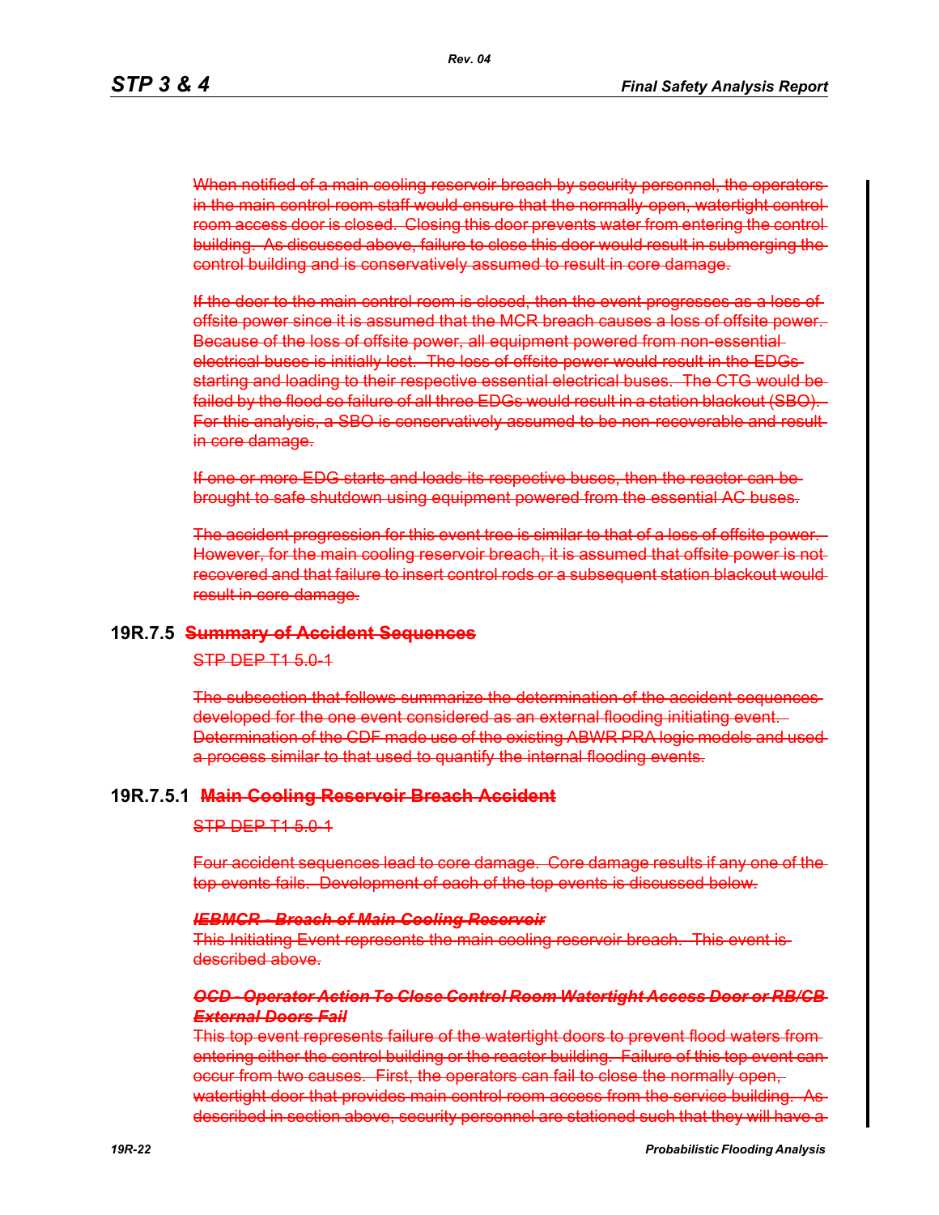When notified of a main cooling reservoir breach by security personnel, the operators in the main control room staff would ensure that the normally open, watertight control room access door is closed. Closing this door prevents water from entering the control building. As discussed above, failure to close this door would result in submerging the control building and is conservatively assumed to result in core damage.

If the door to the main control room is closed, then the event progresses as a loss of offsite power since it is assumed that the MCR breach causes a loss of offsite power. Because of the loss of offsite power, all equipment powered from non-essential electrical buses is initially lost. The loss of offsite power would result in the EDGs starting and loading to their respective essential electrical buses. The CTG would be failed by the flood so failure of all three EDGs would result in a station blackout (SBO). For this analysis, a SBO is conservatively assumed to be non-recoverable and result in core damage.

If one or more EDG starts and loads its respective buses, then the reactor can be brought to safe shutdown using equipment powered from the essential AC buses.

The accident progression for this event tree is similar to that of a loss of offsite power. However, for the main cooling reservoir breach, it is assumed that offsite power is not recovered and that failure to insert control rods or a subsequent station blackout would result in core damage.

## 19R.7.5 Summary of Accident Sequences

STP DEP T1 5.0-1

The subsection that follows summarize the determination of the accident sequences developed for the one event considered as an external flooding initiating event. Determination of the CDF made use of the existing ABWR PRA logic models and used a process similar to that used to quantify the internal flooding events.

### 19R.7.5.1 Main Cooling Reservoir Breach Accident

STP DEP T1 5.0-1

Four accident sequences lead to core damage. Core damage results if any one of the top events fails. Development of each of the top events is discussed below.

***IEBMCR - Breach of Main Cooling Reservoir***
This Initiating Event represents the main cooling reservoir breach. This event is described above.

***OCD - Operator Action To Close Control Room Watertight Access Door or RB/CB External Doors Fail***
This top event represents failure of the watertight doors to prevent flood waters from entering either the control building or the reactor building. Failure of this top event can occur from two causes. First, the operators can fail to close the normally open, watertight door that provides main control room access from the service building. As described in section above, security personnel are stationed such that they will have a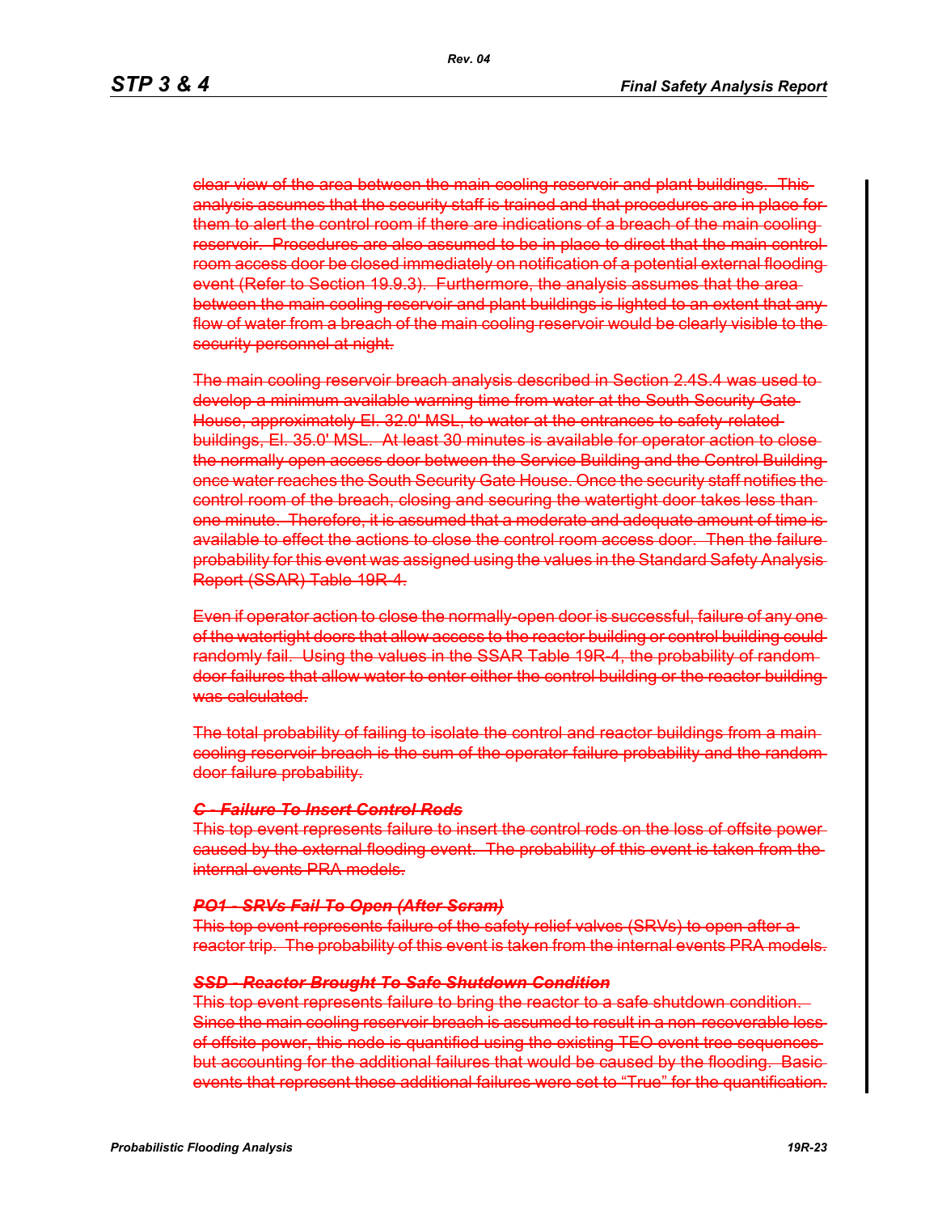~~clear view of the area between the main cooling reservoir and plant buildings. This analysis assumes that the security staff is trained and that procedures are in place for them to alert the control room if there are indications of a breach of the main cooling reservoir. Procedures are also assumed to be in place to direct that the main control room access door be closed immediately on notification of a potential external flooding event (Refer to Section 19.9.3). Furthermore, the analysis assumes that the area between the main cooling reservoir and plant buildings is lighted to an extent that any flow of water from a breach of the main cooling reservoir would be clearly visible to the security personnel at night.~~

~~The main cooling reservoir breach analysis described in Section 2.4S.4 was used to develop a minimum available warning time from water at the South Security Gate House, approximately El. 32.0' MSL, to water at the entrances to safety-related buildings, El. 35.0' MSL. At least 30 minutes is available for operator action to close the normally open access door between the Service Building and the Control Building once water reaches the South Security Gate House. Once the security staff notifies the control room of the breach, closing and securing the watertight door takes less than one minute. Therefore, it is assumed that a moderate and adequate amount of time is available to effect the actions to close the control room access door. Then the failure probability for this event was assigned using the values in the Standard Safety Analysis Report (SSAR) Table 19R-4.~~

~~Even if operator action to close the normally-open door is successful, failure of any one of the watertight doors that allow access to the reactor building or control building could randomly fail. Using the values in the SSAR Table 19R-4, the probability of random door failures that allow water to enter either the control building or the reactor building was calculated.~~

~~The total probability of failing to isolate the control and reactor buildings from a main cooling reservoir breach is the sum of the operator failure probability and the random door failure probability.~~

***~~C - Failure To Insert Control Rods~~***

~~This top event represents failure to insert the control rods on the loss of offsite power caused by the external flooding event. The probability of this event is taken from the internal events PRA models.~~

***~~PO1 - SRVs Fail To Open (After Scram)~~***

~~This top event represents failure of the safety relief valves (SRVs) to open after a reactor trip. The probability of this event is taken from the internal events PRA models.~~

***~~SSD - Reactor Brought To Safe Shutdown Condition~~***

~~This top event represents failure to bring the reactor to a safe shutdown condition. Since the main cooling reservoir breach is assumed to result in a non-recoverable loss of offsite power, this node is quantified using the existing TEO event tree sequences but accounting for the additional failures that would be caused by the flooding. Basic events that represent these additional failures were set to "True" for the quantification.~~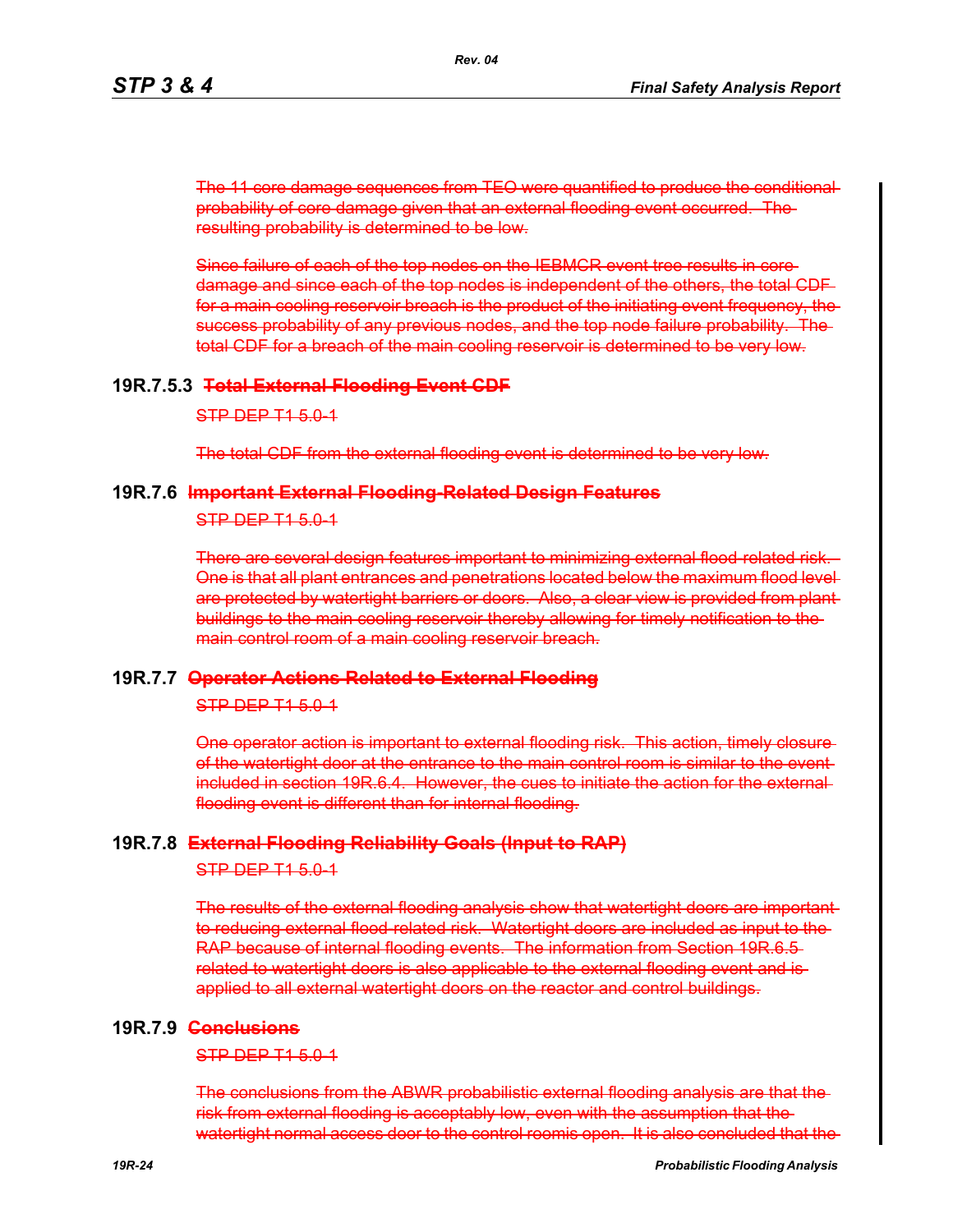~~The 11 core damage sequences from TEO were quantified to produce the conditional probability of core damage given that an external flooding event occurred. The resulting probability is determined to be low.~~

~~Since failure of each of the top nodes on the IEBMCR event tree results in core damage and since each of the top nodes is independent of the others, the total CDF for a main cooling reservoir breach is the product of the initiating event frequency, the success probability of any previous nodes, and the top node failure probability. The total CDF for a breach of the main cooling reservoir is determined to be very low.~~

### 19R.7.5.3 ~~Total External Flooding Event CDF~~

~~STP DEP T1 5.0-1~~

~~The total CDF from the external flooding event is determined to be very low.~~

## 19R.7.6 ~~Important External Flooding-Related Design Features~~

~~STP DEP T1 5.0-1~~

~~There are several design features important to minimizing external flood-related risk. One is that all plant entrances and penetrations located below the maximum flood level are protected by watertight barriers or doors. Also, a clear view is provided from plant buildings to the main cooling reservoir thereby allowing for timely notification to the main control room of a main cooling reservoir breach.~~

## 19R.7.7 ~~Operator Actions Related to External Flooding~~

~~STP DEP T1 5.0-1~~

~~One operator action is important to external flooding risk. This action, timely closure of the watertight door at the entrance to the main control room is similar to the event included in section 19R.6.4. However, the cues to initiate the action for the external flooding event is different than for internal flooding.~~

## 19R.7.8 ~~External Flooding Reliability Goals (Input to RAP)~~

~~STP DEP T1 5.0-1~~

~~The results of the external flooding analysis show that watertight doors are important to reducing external flood-related risk. Watertight doors are included as input to the RAP because of internal flooding events. The information from Section 19R.6.5 related to watertight doors is also applicable to the external flooding event and is applied to all external watertight doors on the reactor and control buildings.~~

## 19R.7.9 ~~Conclusions~~

~~STP DEP T1 5.0-1~~

~~The conclusions from the ABWR probabilistic external flooding analysis are that the risk from external flooding is acceptably low, even with the assumption that the watertight normal access door to the control roomis open. It is also concluded that the~~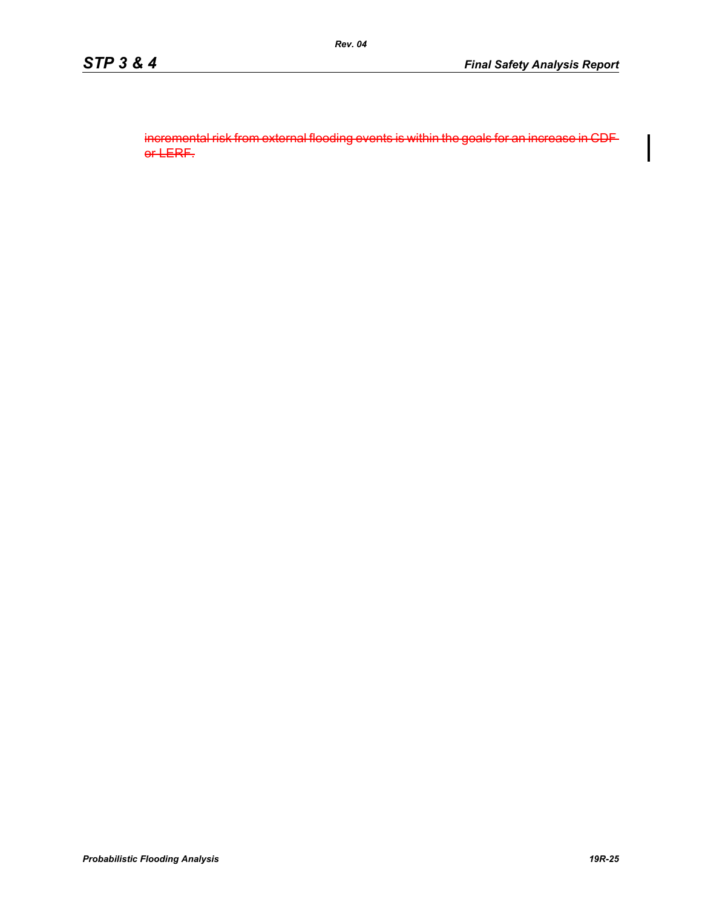~~incremental risk from external flooding events is within the goals for an increase in CDF or LERF.~~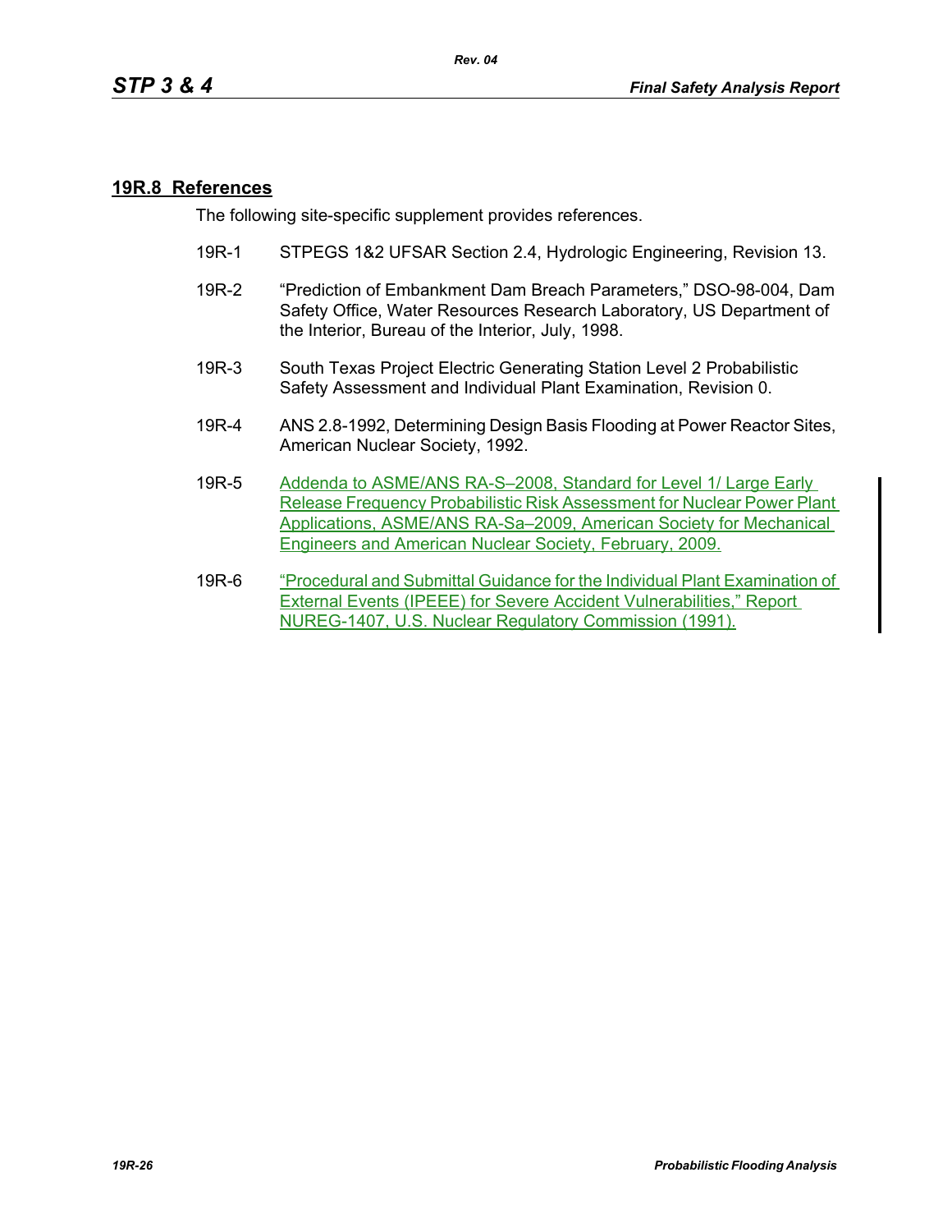## 19R.8 References

The following site-specific supplement provides references.

19R-1 STPEGS 1&2 UFSAR Section 2.4, Hydrologic Engineering, Revision 13.

19R-2 "Prediction of Embankment Dam Breach Parameters," DSO-98-004, Dam Safety Office, Water Resources Research Laboratory, US Department of the Interior, Bureau of the Interior, July, 1998.

19R-3 South Texas Project Electric Generating Station Level 2 Probabilistic Safety Assessment and Individual Plant Examination, Revision 0.

19R-4 ANS 2.8-1992, Determining Design Basis Flooding at Power Reactor Sites, American Nuclear Society, 1992.

19R-5 Addenda to ASME/ANS RA-S–2008, Standard for Level 1/ Large Early Release Frequency Probabilistic Risk Assessment for Nuclear Power Plant Applications, ASME/ANS RA-Sa–2009, American Society for Mechanical Engineers and American Nuclear Society, February, 2009.

19R-6 "Procedural and Submittal Guidance for the Individual Plant Examination of External Events (IPEEE) for Severe Accident Vulnerabilities," Report NUREG-1407, U.S. Nuclear Regulatory Commission (1991).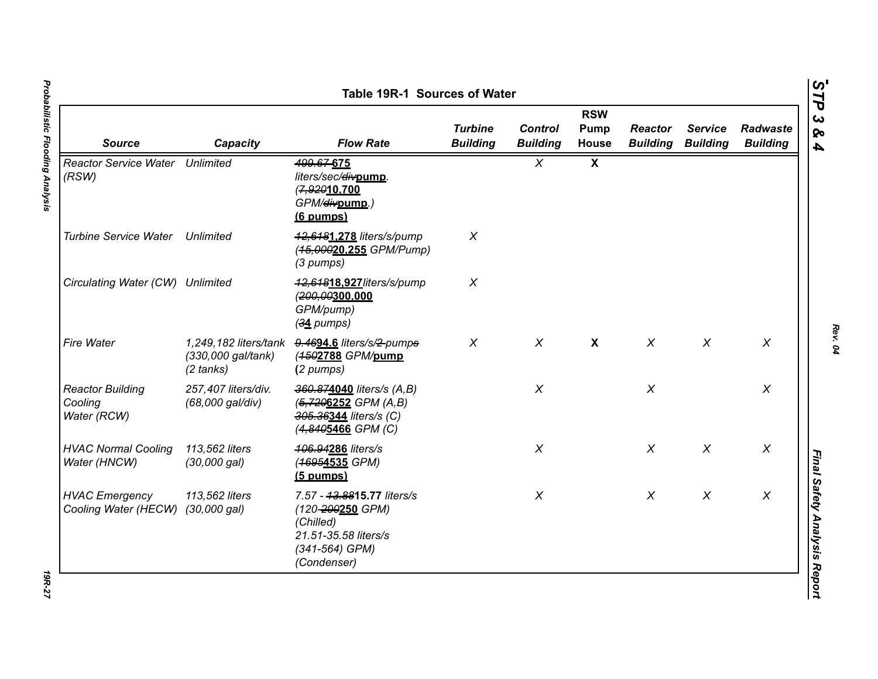# Table 19R-1 Sources of Water

| Source | Capacity | Flow Rate | Turbine Building | Control Building | RSW Pump House | Reactor Building | Service Building | Radwaste Building |
|---|---|---|---|---|---|---|---|---|
| Reactor Service Water (RSW) | Unlimited | ~~499.67~~ **675** liters/sec/~~div~~**pump**. (~~7,920~~**10,700** GPM/~~div~~**pump**.) **(6 pumps)** | | X | **X** | | | |
| Turbine Service Water | Unlimited | ~~12,618~~**1,278** liters/s/pump (~~15,000~~**20,255** GPM/Pump) (3 pumps) | X | | | | | |
| Circulating Water (CW) | Unlimited | ~~12,618~~**18,927** liters/s/pump (~~200,00~~**300,000** GPM/pump) (~~3~~**4** pumps) | X | | | | | |
| Fire Water | 1,249,182 liters/tank (330,000 gal/tank) (2 tanks) | ~~9.46~~**94.6** liters/s/~~2~~ pump~~s~~ (~~150~~**2788** GPM/**pump** **(**2 pumps) | X | X | **X** | X | X | X |
| Reactor Building Cooling Water (RCW) | 257,407 liters/div. (68,000 gal/div) | ~~360.87~~**4040** liters/s (A,B) (~~5,720~~**6252** GPM (A,B) ~~305.36~~**344** liters/s (C) (~~4,840~~**5466** GPM (C) | | X | | X | | X |
| HVAC Normal Cooling Water (HNCW) | 113,562 liters (30,000 gal) | ~~106.94~~**286** liters/s (~~1695~~**4535** GPM) **(5 pumps)** | | X | | X | X | X |
| HVAC Emergency Cooling Water (HECW) | 113,562 liters (30,000 gal) | 7.57 - ~~13.88~~**15.77** liters/s (120-~~200~~**250** GPM) (Chilled) 21.51-35.58 liters/s (341-564) GPM) (Condenser) | | X | | X | X | X |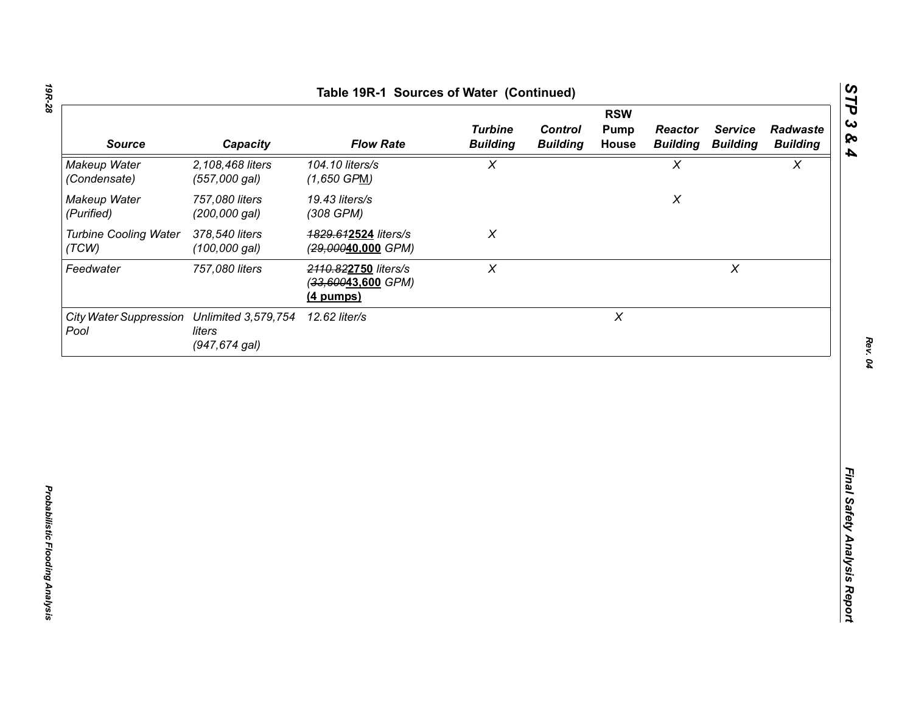**Table 19R-1 Sources of Water (Continued)**

| Source | Capacity | Flow Rate | Turbine Building | Control Building | RSW Pump House | Reactor Building | Service Building | Radwaste Building |
|---|---|---|---|---|---|---|---|---|
| *Makeup Water (Condensate)* | *2,108,468 liters (557,000 gal)* | *104.10 liters/s (1,650 GPM)* | *X* | | | *X* | | *X* |
| *Makeup Water (Purified)* | *757,080 liters (200,000 gal)* | *19.43 liters/s (308 GPM)* | | | | *X* | | |
| *Turbine Cooling Water (TCW)* | *378,540 liters (100,000 gal)* | ~~*1829.61*~~**2524** *liters/s (*~~*29,000*~~**40,000** *GPM)* | *X* | | | | | |
| *Feedwater* | *757,080 liters* | ~~*2110.82*~~**2750** *liters/s (*~~*33,600*~~**43,600** *GPM)* **(4 pumps)** | *X* | | | | *X* | |
| *City Water Suppression Pool* | *Unlimited 3,579,754 liters (947,674 gal)* | *12.62 liter/s* | | | *X* | | | |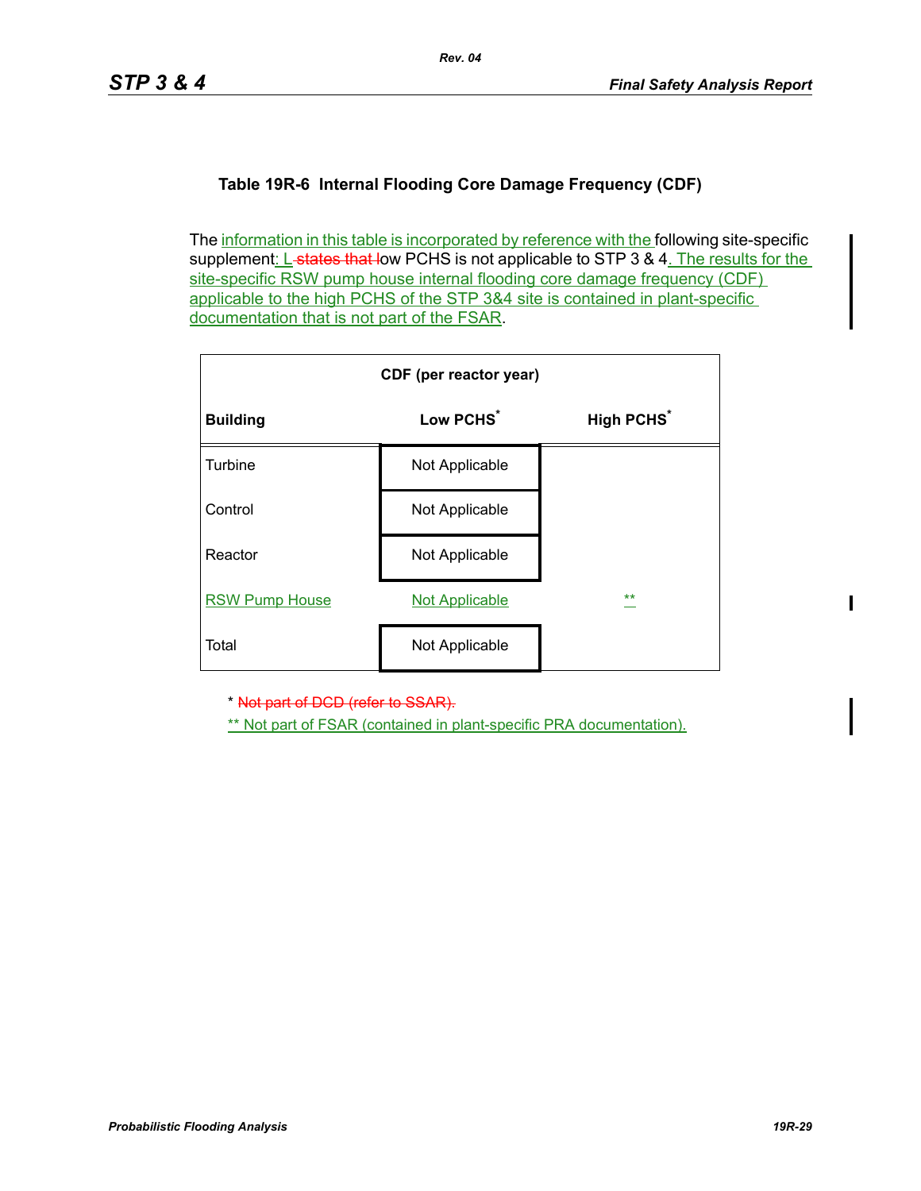### Table 19R-6 Internal Flooding Core Damage Frequency (CDF)

The information in this table is incorporated by reference with the following site-specific supplement: L states that low PCHS is not applicable to STP 3 & 4. The results for the site-specific RSW pump house internal flooding core damage frequency (CDF) applicable to the high PCHS of the STP 3&4 site is contained in plant-specific documentation that is not part of the FSAR.

| | CDF (per reactor year) | |
|---|---|---|
| **Building** | **Low PCHS*** | **High PCHS*** |
| Turbine | Not Applicable | |
| Control | Not Applicable | |
| Reactor | Not Applicable | |
| RSW Pump House | Not Applicable | ** |
| Total | Not Applicable | |

\* Not part of DCD (refer to SSAR).

** Not part of FSAR (contained in plant-specific PRA documentation).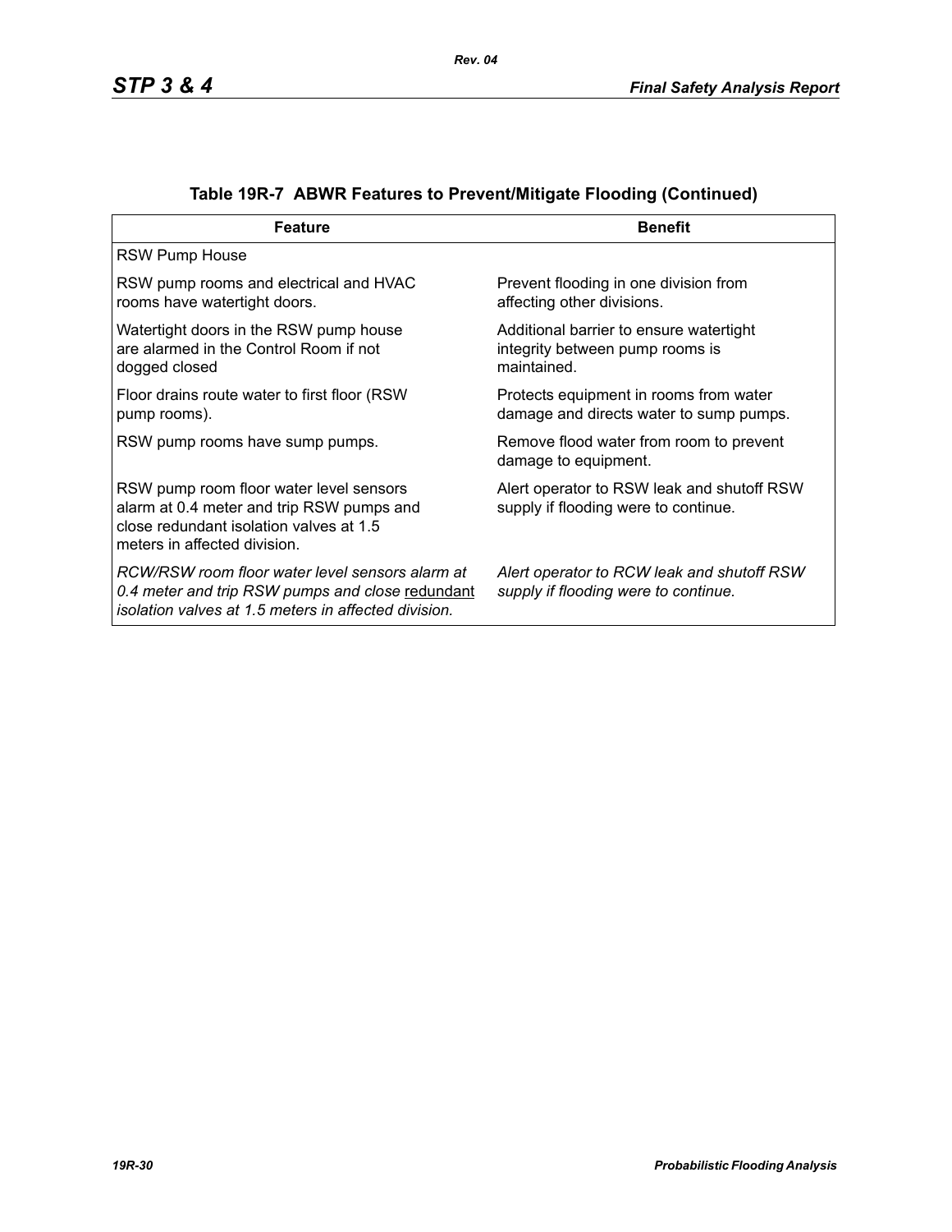## Table 19R-7 ABWR Features to Prevent/Mitigate Flooding (Continued)

| Feature | Benefit |
|---|---|
| RSW Pump House | |
| RSW pump rooms and electrical and HVAC rooms have watertight doors. | Prevent flooding in one division from affecting other divisions. |
| Watertight doors in the RSW pump house are alarmed in the Control Room if not dogged closed | Additional barrier to ensure watertight integrity between pump rooms is maintained. |
| Floor drains route water to first floor (RSW pump rooms). | Protects equipment in rooms from water damage and directs water to sump pumps. |
| RSW pump rooms have sump pumps. | Remove flood water from room to prevent damage to equipment. |
| RSW pump room floor water level sensors alarm at 0.4 meter and trip RSW pumps and close redundant isolation valves at 1.5 meters in affected division. | Alert operator to RSW leak and shutoff RSW supply if flooding were to continue. |
| *RCW/RSW room floor water level sensors alarm at 0.4 meter and trip RSW pumps and close <u>redundant</u> isolation valves at 1.5 meters in affected division.* | *Alert operator to RCW leak and shutoff RSW supply if flooding were to continue.* |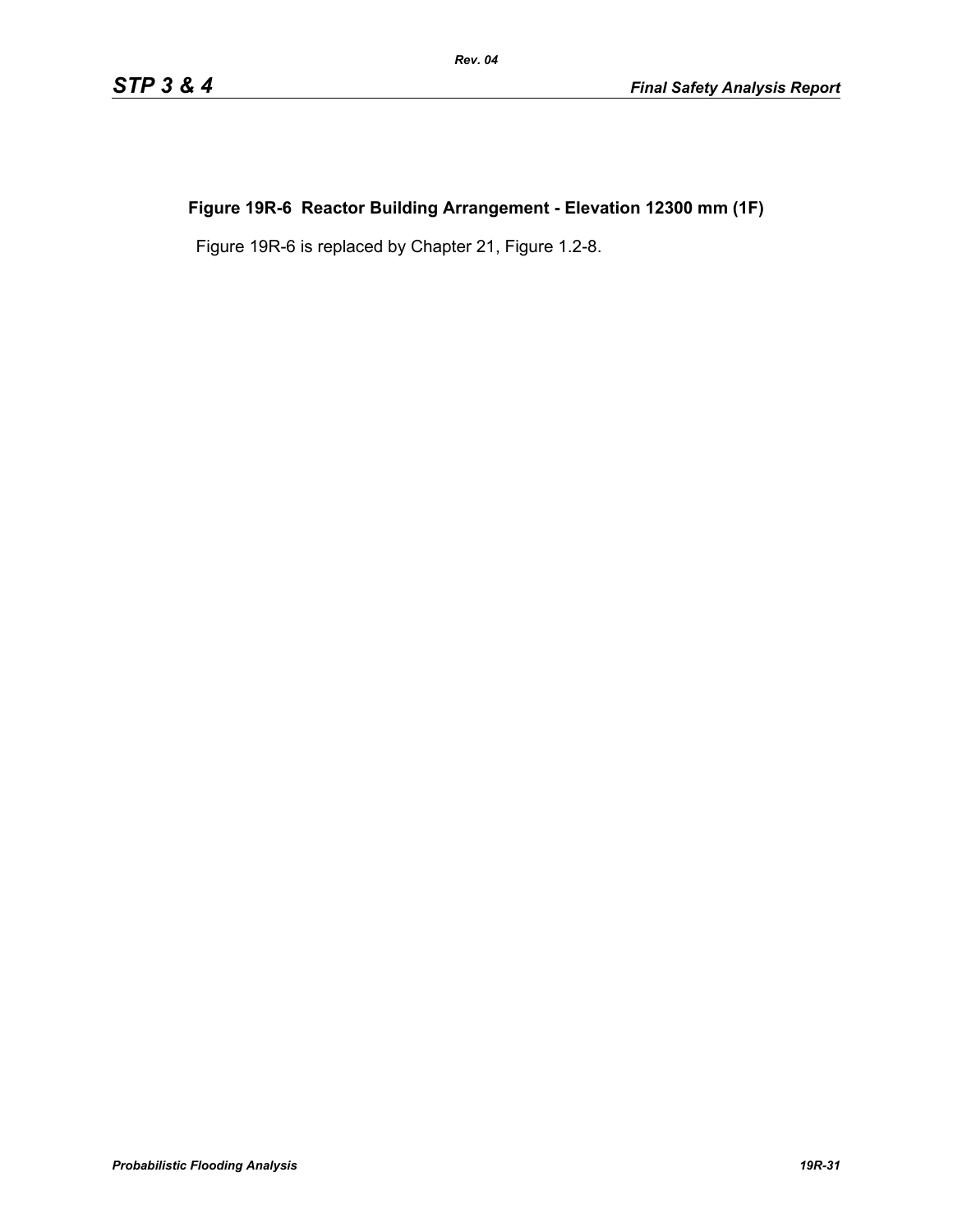**Figure 19R-6 Reactor Building Arrangement - Elevation 12300 mm (1F)**

Figure 19R-6 is replaced by Chapter 21, Figure 1.2-8.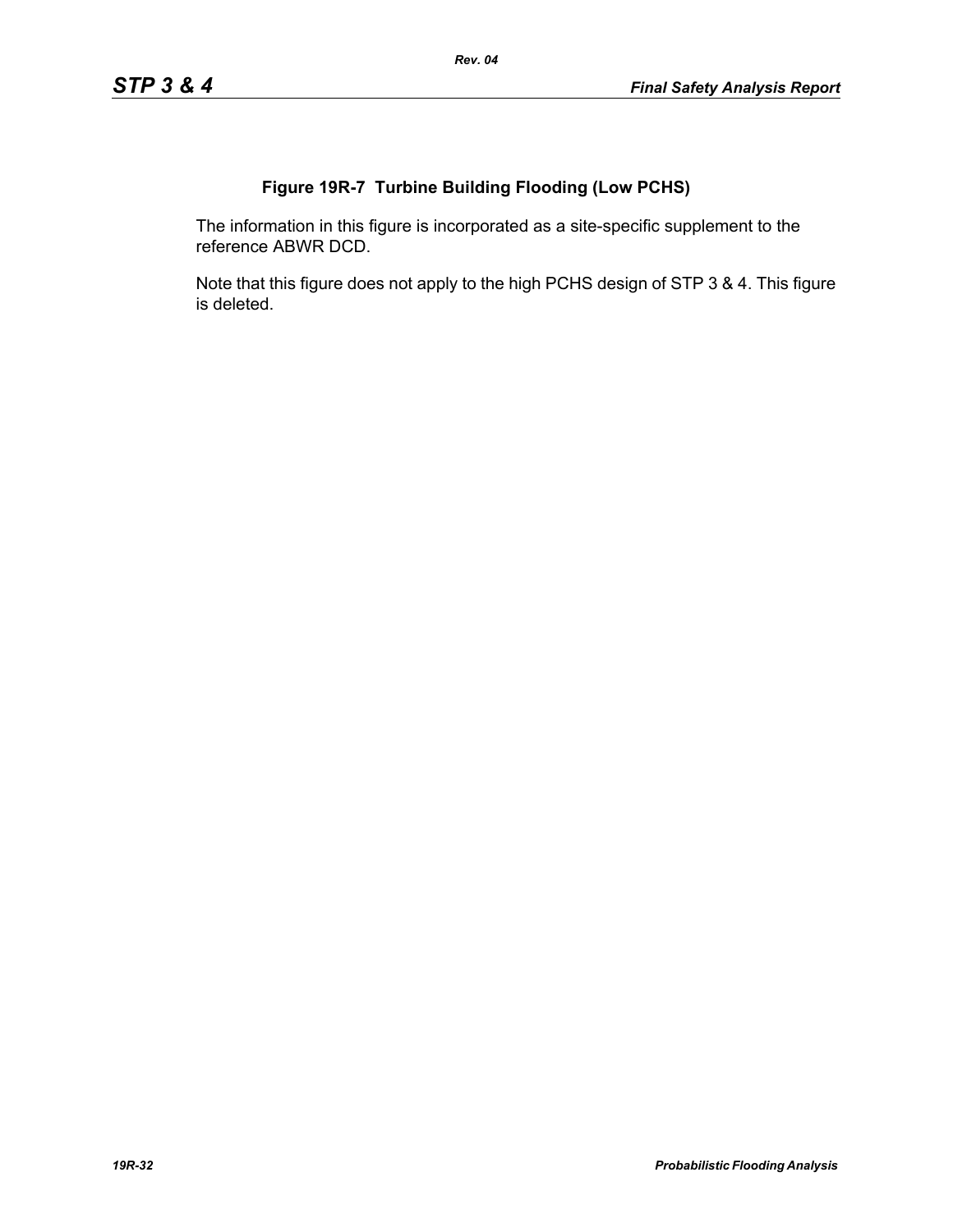**Figure 19R-7 Turbine Building Flooding (Low PCHS)**

The information in this figure is incorporated as a site-specific supplement to the reference ABWR DCD.

Note that this figure does not apply to the high PCHS design of STP 3 & 4. This figure is deleted.